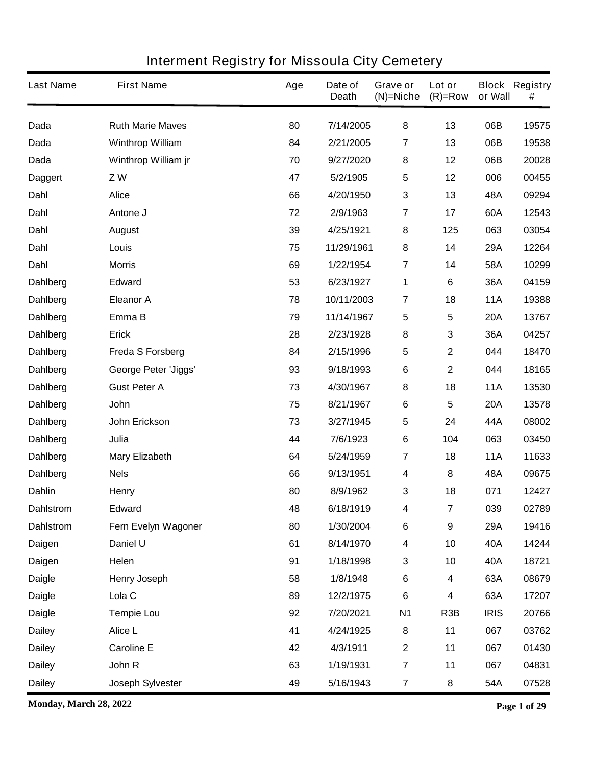# Interment Registry for Missoula City Cemetery

| Last Name | First Name | Age | Date of Death | Grave or (N)=Niche | Lot or (R)=Row | Block or Wall | Registry # |
|---|---|---|---|---|---|---|---|
| Dada | Ruth Marie Maves | 80 | 7/14/2005 | 8 | 13 | 06B | 19575 |
| Dada | Winthrop William | 84 | 2/21/2005 | 7 | 13 | 06B | 19538 |
| Dada | Winthrop William jr | 70 | 9/27/2020 | 8 | 12 | 06B | 20028 |
| Daggert | Z W | 47 | 5/2/1905 | 5 | 12 | 006 | 00455 |
| Dahl | Alice | 66 | 4/20/1950 | 3 | 13 | 48A | 09294 |
| Dahl | Antone J | 72 | 2/9/1963 | 7 | 17 | 60A | 12543 |
| Dahl | August | 39 | 4/25/1921 | 8 | 125 | 063 | 03054 |
| Dahl | Louis | 75 | 11/29/1961 | 8 | 14 | 29A | 12264 |
| Dahl | Morris | 69 | 1/22/1954 | 7 | 14 | 58A | 10299 |
| Dahlberg | Edward | 53 | 6/23/1927 | 1 | 6 | 36A | 04159 |
| Dahlberg | Eleanor A | 78 | 10/11/2003 | 7 | 18 | 11A | 19388 |
| Dahlberg | Emma B | 79 | 11/14/1967 | 5 | 5 | 20A | 13767 |
| Dahlberg | Erick | 28 | 2/23/1928 | 8 | 3 | 36A | 04257 |
| Dahlberg | Freda S Forsberg | 84 | 2/15/1996 | 5 | 2 | 044 | 18470 |
| Dahlberg | George Peter 'Jiggs' | 93 | 9/18/1993 | 6 | 2 | 044 | 18165 |
| Dahlberg | Gust Peter A | 73 | 4/30/1967 | 8 | 18 | 11A | 13530 |
| Dahlberg | John | 75 | 8/21/1967 | 6 | 5 | 20A | 13578 |
| Dahlberg | John Erickson | 73 | 3/27/1945 | 5 | 24 | 44A | 08002 |
| Dahlberg | Julia | 44 | 7/6/1923 | 6 | 104 | 063 | 03450 |
| Dahlberg | Mary Elizabeth | 64 | 5/24/1959 | 7 | 18 | 11A | 11633 |
| Dahlberg | Nels | 66 | 9/13/1951 | 4 | 8 | 48A | 09675 |
| Dahlin | Henry | 80 | 8/9/1962 | 3 | 18 | 071 | 12427 |
| Dahlstrom | Edward | 48 | 6/18/1919 | 4 | 7 | 039 | 02789 |
| Dahlstrom | Fern Evelyn Wagoner | 80 | 1/30/2004 | 6 | 9 | 29A | 19416 |
| Daigen | Daniel U | 61 | 8/14/1970 | 4 | 10 | 40A | 14244 |
| Daigen | Helen | 91 | 1/18/1998 | 3 | 10 | 40A | 18721 |
| Daigle | Henry Joseph | 58 | 1/8/1948 | 6 | 4 | 63A | 08679 |
| Daigle | Lola C | 89 | 12/2/1975 | 6 | 4 | 63A | 17207 |
| Daigle | Tempie Lou | 92 | 7/20/2021 | N1 | R3B | IRIS | 20766 |
| Dailey | Alice L | 41 | 4/24/1925 | 8 | 11 | 067 | 03762 |
| Dailey | Caroline E | 42 | 4/3/1911 | 2 | 11 | 067 | 01430 |
| Dailey | John R | 63 | 1/19/1931 | 7 | 11 | 067 | 04831 |
| Dailey | Joseph Sylvester | 49 | 5/16/1943 | 7 | 8 | 54A | 07528 |

**Monday, March 28, 2022**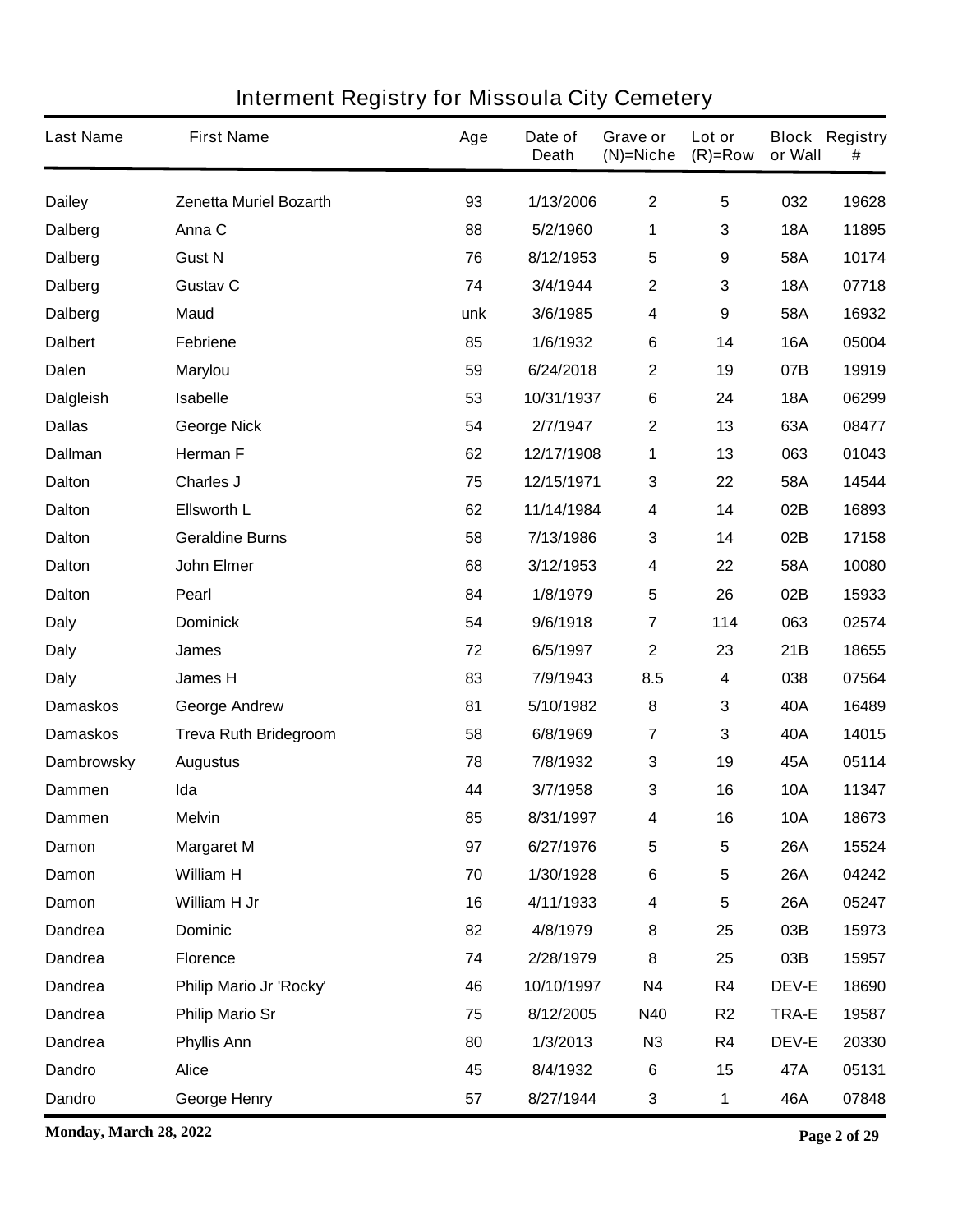# Interment Registry for Missoula City Cemetery

| Last Name | First Name | Age | Date of Death | Grave or (N)=Niche | Lot or (R)=Row | Block or Wall | Registry # |
|---|---|---|---|---|---|---|---|
| Dailey | Zenetta Muriel Bozarth | 93 | 1/13/2006 | 2 | 5 | 032 | 19628 |
| Dalberg | Anna C | 88 | 5/2/1960 | 1 | 3 | 18A | 11895 |
| Dalberg | Gust N | 76 | 8/12/1953 | 5 | 9 | 58A | 10174 |
| Dalberg | Gustav C | 74 | 3/4/1944 | 2 | 3 | 18A | 07718 |
| Dalberg | Maud | unk | 3/6/1985 | 4 | 9 | 58A | 16932 |
| Dalbert | Febriene | 85 | 1/6/1932 | 6 | 14 | 16A | 05004 |
| Dalen | Marylou | 59 | 6/24/2018 | 2 | 19 | 07B | 19919 |
| Dalgleish | Isabelle | 53 | 10/31/1937 | 6 | 24 | 18A | 06299 |
| Dallas | George Nick | 54 | 2/7/1947 | 2 | 13 | 63A | 08477 |
| Dallman | Herman F | 62 | 12/17/1908 | 1 | 13 | 063 | 01043 |
| Dalton | Charles J | 75 | 12/15/1971 | 3 | 22 | 58A | 14544 |
| Dalton | Ellsworth L | 62 | 11/14/1984 | 4 | 14 | 02B | 16893 |
| Dalton | Geraldine Burns | 58 | 7/13/1986 | 3 | 14 | 02B | 17158 |
| Dalton | John Elmer | 68 | 3/12/1953 | 4 | 22 | 58A | 10080 |
| Dalton | Pearl | 84 | 1/8/1979 | 5 | 26 | 02B | 15933 |
| Daly | Dominick | 54 | 9/6/1918 | 7 | 114 | 063 | 02574 |
| Daly | James | 72 | 6/5/1997 | 2 | 23 | 21B | 18655 |
| Daly | James H | 83 | 7/9/1943 | 8.5 | 4 | 038 | 07564 |
| Damaskos | George Andrew | 81 | 5/10/1982 | 8 | 3 | 40A | 16489 |
| Damaskos | Treva Ruth Bridegroom | 58 | 6/8/1969 | 7 | 3 | 40A | 14015 |
| Dambrowsky | Augustus | 78 | 7/8/1932 | 3 | 19 | 45A | 05114 |
| Dammen | Ida | 44 | 3/7/1958 | 3 | 16 | 10A | 11347 |
| Dammen | Melvin | 85 | 8/31/1997 | 4 | 16 | 10A | 18673 |
| Damon | Margaret M | 97 | 6/27/1976 | 5 | 5 | 26A | 15524 |
| Damon | William H | 70 | 1/30/1928 | 6 | 5 | 26A | 04242 |
| Damon | William H Jr | 16 | 4/11/1933 | 4 | 5 | 26A | 05247 |
| Dandrea | Dominic | 82 | 4/8/1979 | 8 | 25 | 03B | 15973 |
| Dandrea | Florence | 74 | 2/28/1979 | 8 | 25 | 03B | 15957 |
| Dandrea | Philip Mario Jr 'Rocky' | 46 | 10/10/1997 | N4 | R4 | DEV-E | 18690 |
| Dandrea | Philip Mario Sr | 75 | 8/12/2005 | N40 | R2 | TRA-E | 19587 |
| Dandrea | Phyllis Ann | 80 | 1/3/2013 | N3 | R4 | DEV-E | 20330 |
| Dandro | Alice | 45 | 8/4/1932 | 6 | 15 | 47A | 05131 |
| Dandro | George Henry | 57 | 8/27/1944 | 3 | 1 | 46A | 07848 |

**Monday, March 28, 2022**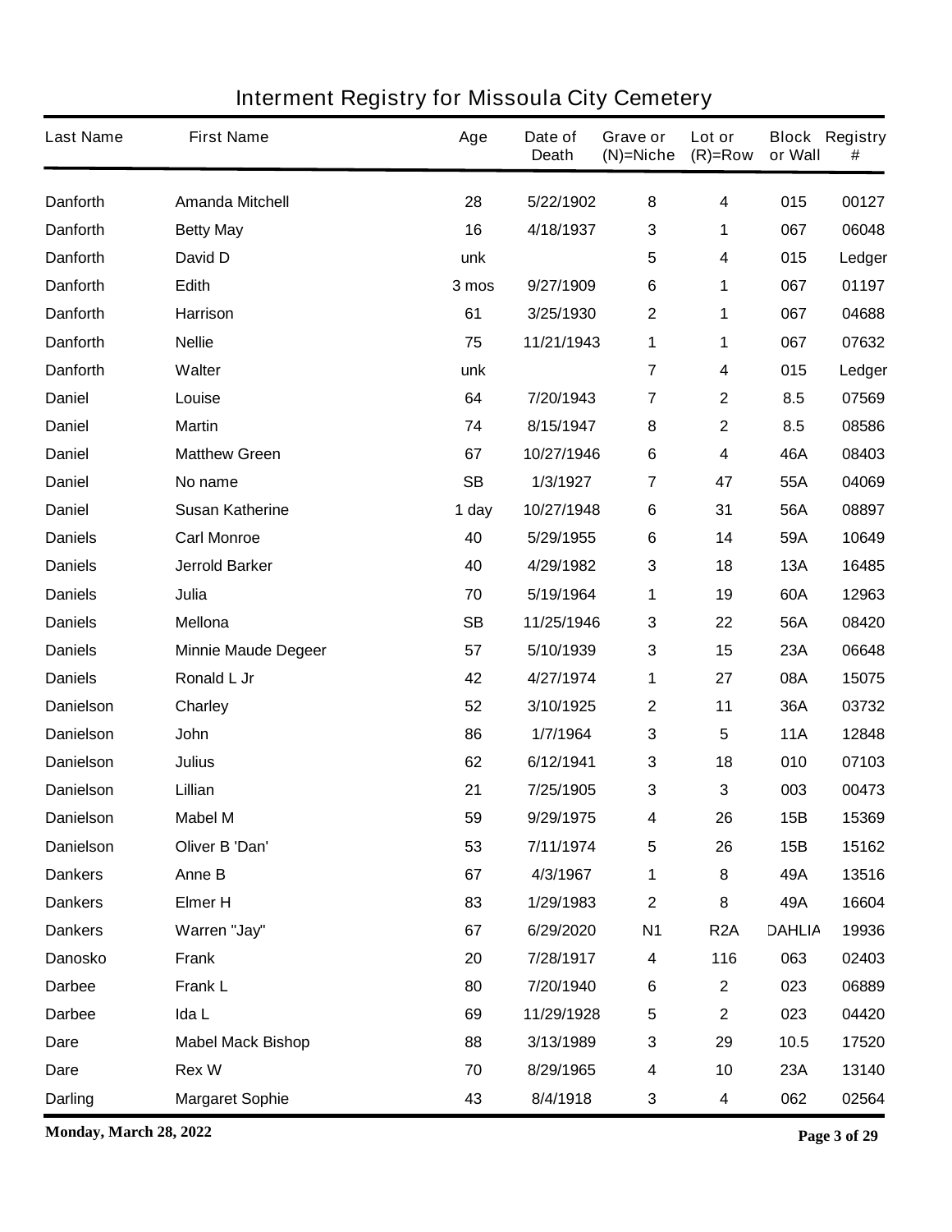# Interment Registry for Missoula City Cemetery

| Last Name | First Name | Age | Date of Death | Grave or (N)=Niche | Lot or (R)=Row | Block or Wall | Registry # |
|---|---|---|---|---|---|---|---|
| Danforth | Amanda Mitchell | 28 | 5/22/1902 | 8 | 4 | 015 | 00127 |
| Danforth | Betty May | 16 | 4/18/1937 | 3 | 1 | 067 | 06048 |
| Danforth | David D | unk | | 5 | 4 | 015 | Ledger |
| Danforth | Edith | 3 mos | 9/27/1909 | 6 | 1 | 067 | 01197 |
| Danforth | Harrison | 61 | 3/25/1930 | 2 | 1 | 067 | 04688 |
| Danforth | Nellie | 75 | 11/21/1943 | 1 | 1 | 067 | 07632 |
| Danforth | Walter | unk | | 7 | 4 | 015 | Ledger |
| Daniel | Louise | 64 | 7/20/1943 | 7 | 2 | 8.5 | 07569 |
| Daniel | Martin | 74 | 8/15/1947 | 8 | 2 | 8.5 | 08586 |
| Daniel | Matthew Green | 67 | 10/27/1946 | 6 | 4 | 46A | 08403 |
| Daniel | No name | SB | 1/3/1927 | 7 | 47 | 55A | 04069 |
| Daniel | Susan Katherine | 1 day | 10/27/1948 | 6 | 31 | 56A | 08897 |
| Daniels | Carl Monroe | 40 | 5/29/1955 | 6 | 14 | 59A | 10649 |
| Daniels | Jerrold Barker | 40 | 4/29/1982 | 3 | 18 | 13A | 16485 |
| Daniels | Julia | 70 | 5/19/1964 | 1 | 19 | 60A | 12963 |
| Daniels | Mellona | SB | 11/25/1946 | 3 | 22 | 56A | 08420 |
| Daniels | Minnie Maude Degeer | 57 | 5/10/1939 | 3 | 15 | 23A | 06648 |
| Daniels | Ronald L Jr | 42 | 4/27/1974 | 1 | 27 | 08A | 15075 |
| Danielson | Charley | 52 | 3/10/1925 | 2 | 11 | 36A | 03732 |
| Danielson | John | 86 | 1/7/1964 | 3 | 5 | 11A | 12848 |
| Danielson | Julius | 62 | 6/12/1941 | 3 | 18 | 010 | 07103 |
| Danielson | Lillian | 21 | 7/25/1905 | 3 | 3 | 003 | 00473 |
| Danielson | Mabel M | 59 | 9/29/1975 | 4 | 26 | 15B | 15369 |
| Danielson | Oliver B 'Dan' | 53 | 7/11/1974 | 5 | 26 | 15B | 15162 |
| Dankers | Anne B | 67 | 4/3/1967 | 1 | 8 | 49A | 13516 |
| Dankers | Elmer H | 83 | 1/29/1983 | 2 | 8 | 49A | 16604 |
| Dankers | Warren "Jay" | 67 | 6/29/2020 | N1 | R2A | DAHLIA | 19936 |
| Danosko | Frank | 20 | 7/28/1917 | 4 | 116 | 063 | 02403 |
| Darbee | Frank L | 80 | 7/20/1940 | 6 | 2 | 023 | 06889 |
| Darbee | Ida L | 69 | 11/29/1928 | 5 | 2 | 023 | 04420 |
| Dare | Mabel Mack Bishop | 88 | 3/13/1989 | 3 | 29 | 10.5 | 17520 |
| Dare | Rex W | 70 | 8/29/1965 | 4 | 10 | 23A | 13140 |
| Darling | Margaret Sophie | 43 | 8/4/1918 | 3 | 4 | 062 | 02564 |

**Monday, March 28, 2022**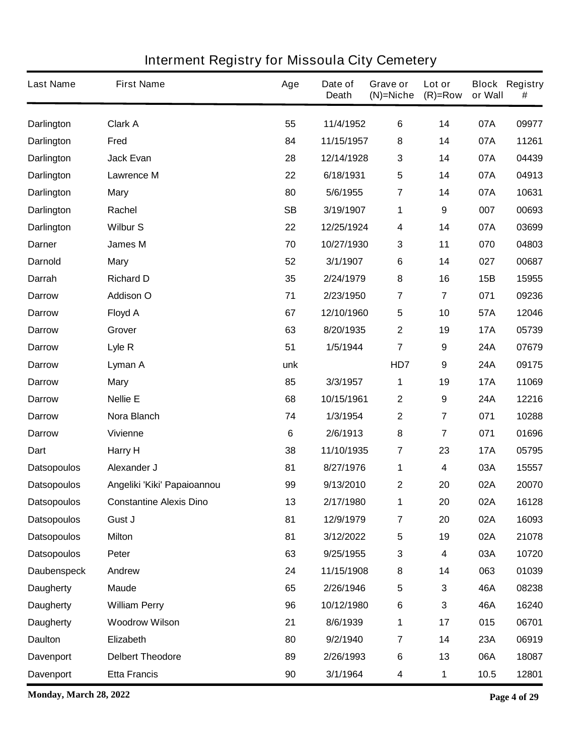# Interment Registry for Missoula City Cemetery

| Last Name | First Name | Age | Date of Death | Grave or (N)=Niche | Lot or (R)=Row | Block or Wall | Registry # |
|---|---|---|---|---|---|---|---|
| Darlington | Clark A | 55 | 11/4/1952 | 6 | 14 | 07A | 09977 |
| Darlington | Fred | 84 | 11/15/1957 | 8 | 14 | 07A | 11261 |
| Darlington | Jack Evan | 28 | 12/14/1928 | 3 | 14 | 07A | 04439 |
| Darlington | Lawrence M | 22 | 6/18/1931 | 5 | 14 | 07A | 04913 |
| Darlington | Mary | 80 | 5/6/1955 | 7 | 14 | 07A | 10631 |
| Darlington | Rachel | SB | 3/19/1907 | 1 | 9 | 007 | 00693 |
| Darlington | Wilbur S | 22 | 12/25/1924 | 4 | 14 | 07A | 03699 |
| Darner | James M | 70 | 10/27/1930 | 3 | 11 | 070 | 04803 |
| Darnold | Mary | 52 | 3/1/1907 | 6 | 14 | 027 | 00687 |
| Darrah | Richard D | 35 | 2/24/1979 | 8 | 16 | 15B | 15955 |
| Darrow | Addison O | 71 | 2/23/1950 | 7 | 7 | 071 | 09236 |
| Darrow | Floyd A | 67 | 12/10/1960 | 5 | 10 | 57A | 12046 |
| Darrow | Grover | 63 | 8/20/1935 | 2 | 19 | 17A | 05739 |
| Darrow | Lyle R | 51 | 1/5/1944 | 7 | 9 | 24A | 07679 |
| Darrow | Lyman A | unk | | HD7 | 9 | 24A | 09175 |
| Darrow | Mary | 85 | 3/3/1957 | 1 | 19 | 17A | 11069 |
| Darrow | Nellie E | 68 | 10/15/1961 | 2 | 9 | 24A | 12216 |
| Darrow | Nora Blanch | 74 | 1/3/1954 | 2 | 7 | 071 | 10288 |
| Darrow | Vivienne | 6 | 2/6/1913 | 8 | 7 | 071 | 01696 |
| Dart | Harry H | 38 | 11/10/1935 | 7 | 23 | 17A | 05795 |
| Datsopoulos | Alexander J | 81 | 8/27/1976 | 1 | 4 | 03A | 15557 |
| Datsopoulos | Angeliki 'Kiki' Papaioannou | 99 | 9/13/2010 | 2 | 20 | 02A | 20070 |
| Datsopoulos | Constantine Alexis Dino | 13 | 2/17/1980 | 1 | 20 | 02A | 16128 |
| Datsopoulos | Gust J | 81 | 12/9/1979 | 7 | 20 | 02A | 16093 |
| Datsopoulos | Milton | 81 | 3/12/2022 | 5 | 19 | 02A | 21078 |
| Datsopoulos | Peter | 63 | 9/25/1955 | 3 | 4 | 03A | 10720 |
| Daubenspeck | Andrew | 24 | 11/15/1908 | 8 | 14 | 063 | 01039 |
| Daugherty | Maude | 65 | 2/26/1946 | 5 | 3 | 46A | 08238 |
| Daugherty | William Perry | 96 | 10/12/1980 | 6 | 3 | 46A | 16240 |
| Daugherty | Woodrow Wilson | 21 | 8/6/1939 | 1 | 17 | 015 | 06701 |
| Daulton | Elizabeth | 80 | 9/2/1940 | 7 | 14 | 23A | 06919 |
| Davenport | Delbert Theodore | 89 | 2/26/1993 | 6 | 13 | 06A | 18087 |
| Davenport | Etta Francis | 90 | 3/1/1964 | 4 | 1 | 10.5 | 12801 |

**Monday, March 28, 2022**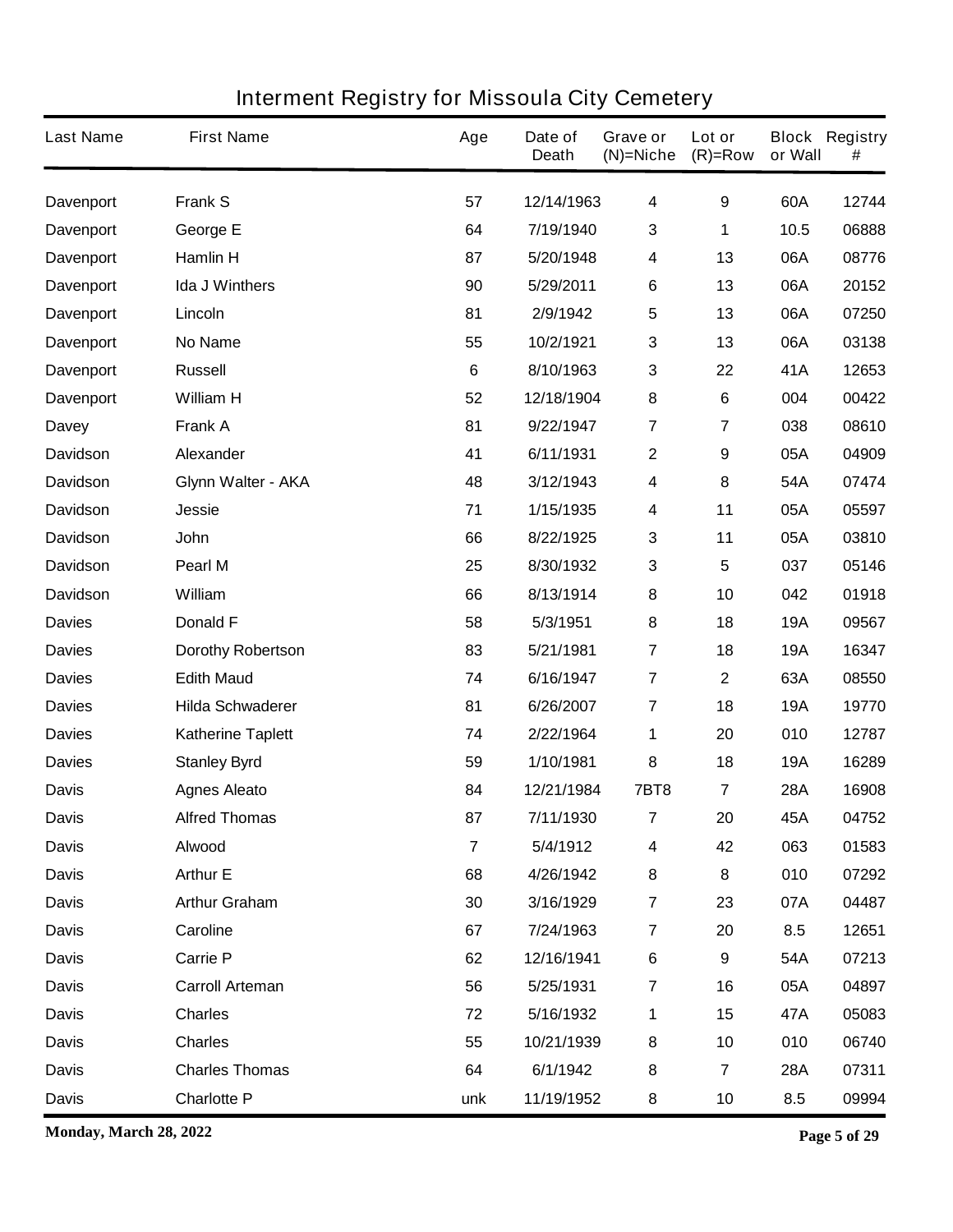# Interment Registry for Missoula City Cemetery

| Last Name | First Name | Age | Date of Death | Grave or (N)=Niche | Lot or (R)=Row | Block or Wall | Registry # |
|---|---|---|---|---|---|---|---|
| Davenport | Frank S | 57 | 12/14/1963 | 4 | 9 | 60A | 12744 |
| Davenport | George E | 64 | 7/19/1940 | 3 | 1 | 10.5 | 06888 |
| Davenport | Hamlin H | 87 | 5/20/1948 | 4 | 13 | 06A | 08776 |
| Davenport | Ida J Winthers | 90 | 5/29/2011 | 6 | 13 | 06A | 20152 |
| Davenport | Lincoln | 81 | 2/9/1942 | 5 | 13 | 06A | 07250 |
| Davenport | No Name | 55 | 10/2/1921 | 3 | 13 | 06A | 03138 |
| Davenport | Russell | 6 | 8/10/1963 | 3 | 22 | 41A | 12653 |
| Davenport | William H | 52 | 12/18/1904 | 8 | 6 | 004 | 00422 |
| Davey | Frank A | 81 | 9/22/1947 | 7 | 7 | 038 | 08610 |
| Davidson | Alexander | 41 | 6/11/1931 | 2 | 9 | 05A | 04909 |
| Davidson | Glynn Walter - AKA | 48 | 3/12/1943 | 4 | 8 | 54A | 07474 |
| Davidson | Jessie | 71 | 1/15/1935 | 4 | 11 | 05A | 05597 |
| Davidson | John | 66 | 8/22/1925 | 3 | 11 | 05A | 03810 |
| Davidson | Pearl M | 25 | 8/30/1932 | 3 | 5 | 037 | 05146 |
| Davidson | William | 66 | 8/13/1914 | 8 | 10 | 042 | 01918 |
| Davies | Donald F | 58 | 5/3/1951 | 8 | 18 | 19A | 09567 |
| Davies | Dorothy Robertson | 83 | 5/21/1981 | 7 | 18 | 19A | 16347 |
| Davies | Edith Maud | 74 | 6/16/1947 | 7 | 2 | 63A | 08550 |
| Davies | Hilda Schwaderer | 81 | 6/26/2007 | 7 | 18 | 19A | 19770 |
| Davies | Katherine Taplett | 74 | 2/22/1964 | 1 | 20 | 010 | 12787 |
| Davies | Stanley Byrd | 59 | 1/10/1981 | 8 | 18 | 19A | 16289 |
| Davis | Agnes Aleato | 84 | 12/21/1984 | 7BT8 | 7 | 28A | 16908 |
| Davis | Alfred Thomas | 87 | 7/11/1930 | 7 | 20 | 45A | 04752 |
| Davis | Alwood | 7 | 5/4/1912 | 4 | 42 | 063 | 01583 |
| Davis | Arthur E | 68 | 4/26/1942 | 8 | 8 | 010 | 07292 |
| Davis | Arthur Graham | 30 | 3/16/1929 | 7 | 23 | 07A | 04487 |
| Davis | Caroline | 67 | 7/24/1963 | 7 | 20 | 8.5 | 12651 |
| Davis | Carrie P | 62 | 12/16/1941 | 6 | 9 | 54A | 07213 |
| Davis | Carroll Arteman | 56 | 5/25/1931 | 7 | 16 | 05A | 04897 |
| Davis | Charles | 72 | 5/16/1932 | 1 | 15 | 47A | 05083 |
| Davis | Charles | 55 | 10/21/1939 | 8 | 10 | 010 | 06740 |
| Davis | Charles Thomas | 64 | 6/1/1942 | 8 | 7 | 28A | 07311 |
| Davis | Charlotte P | unk | 11/19/1952 | 8 | 10 | 8.5 | 09994 |

**Monday, March 28, 2022**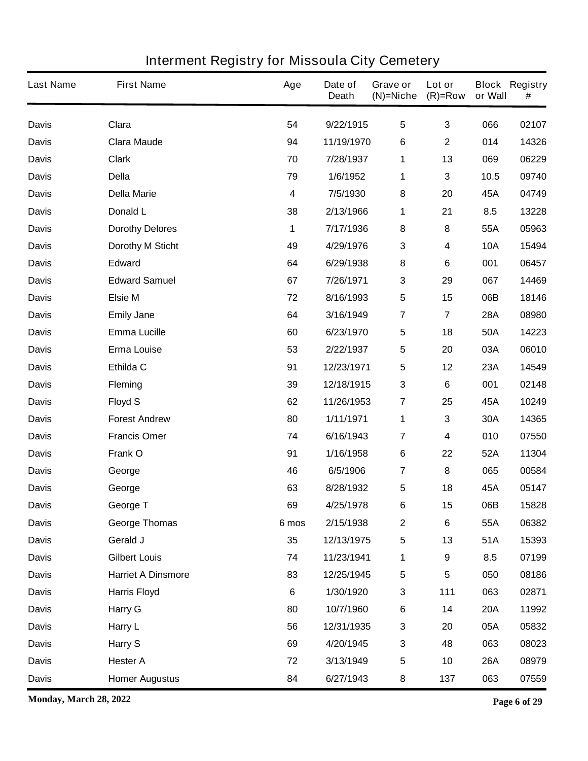# Interment Registry for Missoula City Cemetery

| Last Name | First Name | Age | Date of Death | Grave or (N)=Niche | Lot or (R)=Row | Block or Wall | Registry # |
|---|---|---|---|---|---|---|---|
| Davis | Clara | 54 | 9/22/1915 | 5 | 3 | 066 | 02107 |
| Davis | Clara Maude | 94 | 11/19/1970 | 6 | 2 | 014 | 14326 |
| Davis | Clark | 70 | 7/28/1937 | 1 | 13 | 069 | 06229 |
| Davis | Della | 79 | 1/6/1952 | 1 | 3 | 10.5 | 09740 |
| Davis | Della Marie | 4 | 7/5/1930 | 8 | 20 | 45A | 04749 |
| Davis | Donald L | 38 | 2/13/1966 | 1 | 21 | 8.5 | 13228 |
| Davis | Dorothy Delores | 1 | 7/17/1936 | 8 | 8 | 55A | 05963 |
| Davis | Dorothy M Sticht | 49 | 4/29/1976 | 3 | 4 | 10A | 15494 |
| Davis | Edward | 64 | 6/29/1938 | 8 | 6 | 001 | 06457 |
| Davis | Edward Samuel | 67 | 7/26/1971 | 3 | 29 | 067 | 14469 |
| Davis | Elsie M | 72 | 8/16/1993 | 5 | 15 | 06B | 18146 |
| Davis | Emily Jane | 64 | 3/16/1949 | 7 | 7 | 28A | 08980 |
| Davis | Emma Lucille | 60 | 6/23/1970 | 5 | 18 | 50A | 14223 |
| Davis | Erma Louise | 53 | 2/22/1937 | 5 | 20 | 03A | 06010 |
| Davis | Ethilda C | 91 | 12/23/1971 | 5 | 12 | 23A | 14549 |
| Davis | Fleming | 39 | 12/18/1915 | 3 | 6 | 001 | 02148 |
| Davis | Floyd S | 62 | 11/26/1953 | 7 | 25 | 45A | 10249 |
| Davis | Forest Andrew | 80 | 1/11/1971 | 1 | 3 | 30A | 14365 |
| Davis | Francis Omer | 74 | 6/16/1943 | 7 | 4 | 010 | 07550 |
| Davis | Frank O | 91 | 1/16/1958 | 6 | 22 | 52A | 11304 |
| Davis | George | 46 | 6/5/1906 | 7 | 8 | 065 | 00584 |
| Davis | George | 63 | 8/28/1932 | 5 | 18 | 45A | 05147 |
| Davis | George T | 69 | 4/25/1978 | 6 | 15 | 06B | 15828 |
| Davis | George Thomas | 6 mos | 2/15/1938 | 2 | 6 | 55A | 06382 |
| Davis | Gerald J | 35 | 12/13/1975 | 5 | 13 | 51A | 15393 |
| Davis | Gilbert Louis | 74 | 11/23/1941 | 1 | 9 | 8.5 | 07199 |
| Davis | Harriet A Dinsmore | 83 | 12/25/1945 | 5 | 5 | 050 | 08186 |
| Davis | Harris Floyd | 6 | 1/30/1920 | 3 | 111 | 063 | 02871 |
| Davis | Harry G | 80 | 10/7/1960 | 6 | 14 | 20A | 11992 |
| Davis | Harry L | 56 | 12/31/1935 | 3 | 20 | 05A | 05832 |
| Davis | Harry S | 69 | 4/20/1945 | 3 | 48 | 063 | 08023 |
| Davis | Hester A | 72 | 3/13/1949 | 5 | 10 | 26A | 08979 |
| Davis | Homer Augustus | 84 | 6/27/1943 | 8 | 137 | 063 | 07559 |

**Monday, March 28, 2022**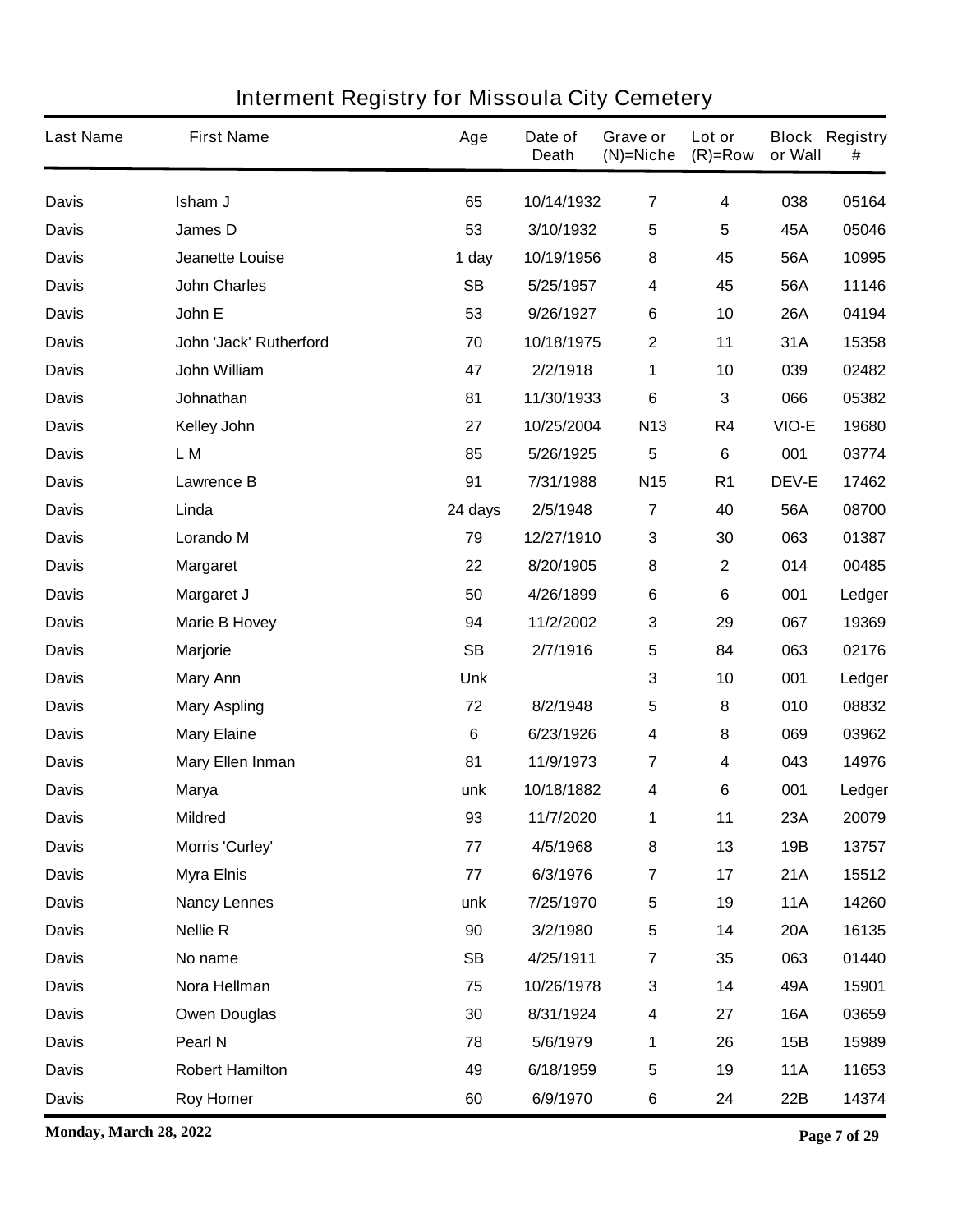# Interment Registry for Missoula City Cemetery

| Last Name | First Name | Age | Date of Death | Grave or (N)=Niche | Lot or (R)=Row | Block or Wall | Registry # |
|---|---|---|---|---|---|---|---|
| Davis | Isham J | 65 | 10/14/1932 | 7 | 4 | 038 | 05164 |
| Davis | James D | 53 | 3/10/1932 | 5 | 5 | 45A | 05046 |
| Davis | Jeanette Louise | 1 day | 10/19/1956 | 8 | 45 | 56A | 10995 |
| Davis | John Charles | SB | 5/25/1957 | 4 | 45 | 56A | 11146 |
| Davis | John E | 53 | 9/26/1927 | 6 | 10 | 26A | 04194 |
| Davis | John 'Jack' Rutherford | 70 | 10/18/1975 | 2 | 11 | 31A | 15358 |
| Davis | John William | 47 | 2/2/1918 | 1 | 10 | 039 | 02482 |
| Davis | Johnathan | 81 | 11/30/1933 | 6 | 3 | 066 | 05382 |
| Davis | Kelley John | 27 | 10/25/2004 | N13 | R4 | VIO-E | 19680 |
| Davis | L M | 85 | 5/26/1925 | 5 | 6 | 001 | 03774 |
| Davis | Lawrence B | 91 | 7/31/1988 | N15 | R1 | DEV-E | 17462 |
| Davis | Linda | 24 days | 2/5/1948 | 7 | 40 | 56A | 08700 |
| Davis | Lorando M | 79 | 12/27/1910 | 3 | 30 | 063 | 01387 |
| Davis | Margaret | 22 | 8/20/1905 | 8 | 2 | 014 | 00485 |
| Davis | Margaret J | 50 | 4/26/1899 | 6 | 6 | 001 | Ledger |
| Davis | Marie B Hovey | 94 | 11/2/2002 | 3 | 29 | 067 | 19369 |
| Davis | Marjorie | SB | 2/7/1916 | 5 | 84 | 063 | 02176 |
| Davis | Mary Ann | Unk | | 3 | 10 | 001 | Ledger |
| Davis | Mary Aspling | 72 | 8/2/1948 | 5 | 8 | 010 | 08832 |
| Davis | Mary Elaine | 6 | 6/23/1926 | 4 | 8 | 069 | 03962 |
| Davis | Mary Ellen Inman | 81 | 11/9/1973 | 7 | 4 | 043 | 14976 |
| Davis | Marya | unk | 10/18/1882 | 4 | 6 | 001 | Ledger |
| Davis | Mildred | 93 | 11/7/2020 | 1 | 11 | 23A | 20079 |
| Davis | Morris 'Curley' | 77 | 4/5/1968 | 8 | 13 | 19B | 13757 |
| Davis | Myra Elnis | 77 | 6/3/1976 | 7 | 17 | 21A | 15512 |
| Davis | Nancy Lennes | unk | 7/25/1970 | 5 | 19 | 11A | 14260 |
| Davis | Nellie R | 90 | 3/2/1980 | 5 | 14 | 20A | 16135 |
| Davis | No name | SB | 4/25/1911 | 7 | 35 | 063 | 01440 |
| Davis | Nora Hellman | 75 | 10/26/1978 | 3 | 14 | 49A | 15901 |
| Davis | Owen Douglas | 30 | 8/31/1924 | 4 | 27 | 16A | 03659 |
| Davis | Pearl N | 78 | 5/6/1979 | 1 | 26 | 15B | 15989 |
| Davis | Robert Hamilton | 49 | 6/18/1959 | 5 | 19 | 11A | 11653 |
| Davis | Roy Homer | 60 | 6/9/1970 | 6 | 24 | 22B | 14374 |

**Monday, March 28, 2022**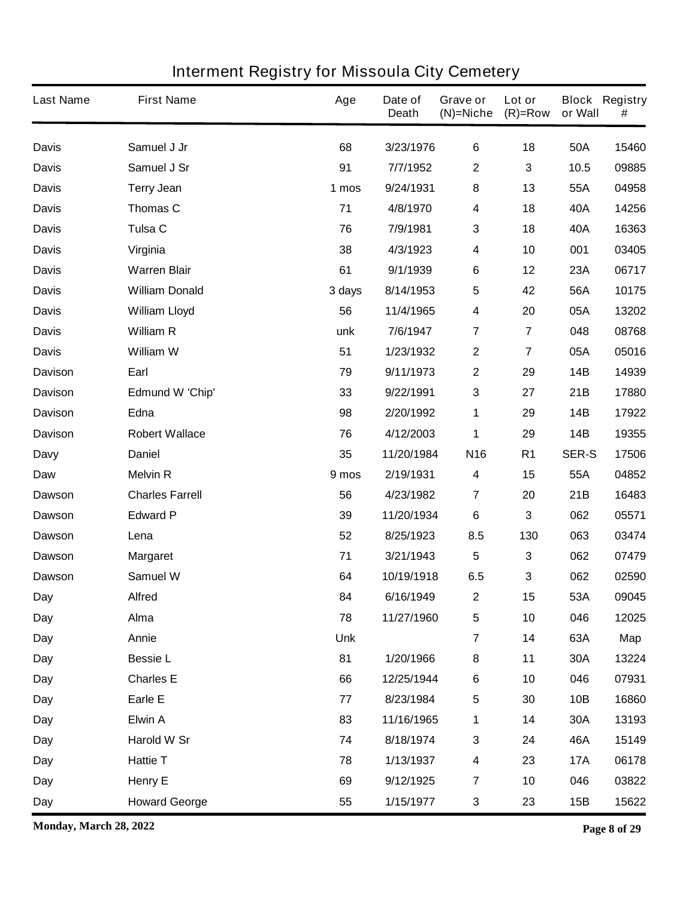# Interment Registry for Missoula City Cemetery

| Last Name | First Name | Age | Date of Death | Grave or (N)=Niche | Lot or (R)=Row | Block or Wall | Registry # |
|---|---|---|---|---|---|---|---|
| Davis | Samuel J Jr | 68 | 3/23/1976 | 6 | 18 | 50A | 15460 |
| Davis | Samuel J Sr | 91 | 7/7/1952 | 2 | 3 | 10.5 | 09885 |
| Davis | Terry Jean | 1 mos | 9/24/1931 | 8 | 13 | 55A | 04958 |
| Davis | Thomas C | 71 | 4/8/1970 | 4 | 18 | 40A | 14256 |
| Davis | Tulsa C | 76 | 7/9/1981 | 3 | 18 | 40A | 16363 |
| Davis | Virginia | 38 | 4/3/1923 | 4 | 10 | 001 | 03405 |
| Davis | Warren Blair | 61 | 9/1/1939 | 6 | 12 | 23A | 06717 |
| Davis | William Donald | 3 days | 8/14/1953 | 5 | 42 | 56A | 10175 |
| Davis | William Lloyd | 56 | 11/4/1965 | 4 | 20 | 05A | 13202 |
| Davis | William R | unk | 7/6/1947 | 7 | 7 | 048 | 08768 |
| Davis | William W | 51 | 1/23/1932 | 2 | 7 | 05A | 05016 |
| Davison | Earl | 79 | 9/11/1973 | 2 | 29 | 14B | 14939 |
| Davison | Edmund W 'Chip' | 33 | 9/22/1991 | 3 | 27 | 21B | 17880 |
| Davison | Edna | 98 | 2/20/1992 | 1 | 29 | 14B | 17922 |
| Davison | Robert Wallace | 76 | 4/12/2003 | 1 | 29 | 14B | 19355 |
| Davy | Daniel | 35 | 11/20/1984 | N16 | R1 | SER-S | 17506 |
| Daw | Melvin R | 9 mos | 2/19/1931 | 4 | 15 | 55A | 04852 |
| Dawson | Charles Farrell | 56 | 4/23/1982 | 7 | 20 | 21B | 16483 |
| Dawson | Edward P | 39 | 11/20/1934 | 6 | 3 | 062 | 05571 |
| Dawson | Lena | 52 | 8/25/1923 | 8.5 | 130 | 063 | 03474 |
| Dawson | Margaret | 71 | 3/21/1943 | 5 | 3 | 062 | 07479 |
| Dawson | Samuel W | 64 | 10/19/1918 | 6.5 | 3 | 062 | 02590 |
| Day | Alfred | 84 | 6/16/1949 | 2 | 15 | 53A | 09045 |
| Day | Alma | 78 | 11/27/1960 | 5 | 10 | 046 | 12025 |
| Day | Annie | Unk | | 7 | 14 | 63A | Map |
| Day | Bessie L | 81 | 1/20/1966 | 8 | 11 | 30A | 13224 |
| Day | Charles E | 66 | 12/25/1944 | 6 | 10 | 046 | 07931 |
| Day | Earle E | 77 | 8/23/1984 | 5 | 30 | 10B | 16860 |
| Day | Elwin A | 83 | 11/16/1965 | 1 | 14 | 30A | 13193 |
| Day | Harold W Sr | 74 | 8/18/1974 | 3 | 24 | 46A | 15149 |
| Day | Hattie T | 78 | 1/13/1937 | 4 | 23 | 17A | 06178 |
| Day | Henry E | 69 | 9/12/1925 | 7 | 10 | 046 | 03822 |
| Day | Howard George | 55 | 1/15/1977 | 3 | 23 | 15B | 15622 |

**Monday, March 28, 2022**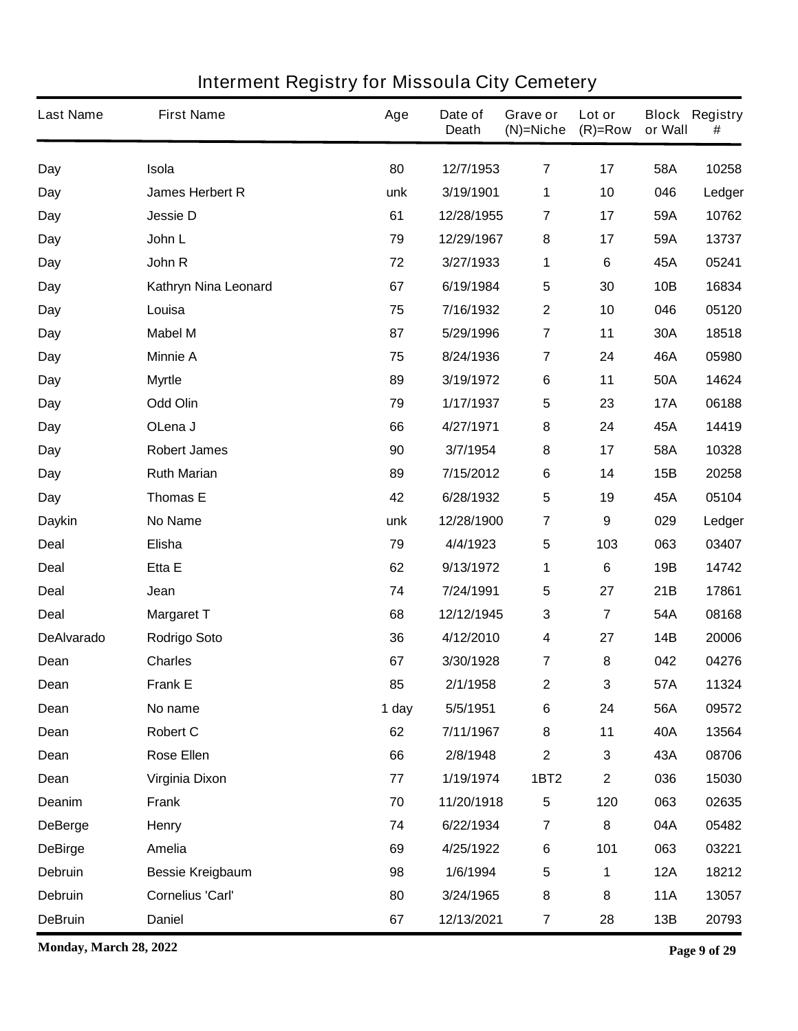# Interment Registry for Missoula City Cemetery

| Last Name | First Name | Age | Date of Death | Grave or (N)=Niche | Lot or (R)=Row | Block or Wall | Registry # |
|---|---|---|---|---|---|---|---|
| Day | Isola | 80 | 12/7/1953 | 7 | 17 | 58A | 10258 |
| Day | James Herbert R | unk | 3/19/1901 | 1 | 10 | 046 | Ledger |
| Day | Jessie D | 61 | 12/28/1955 | 7 | 17 | 59A | 10762 |
| Day | John L | 79 | 12/29/1967 | 8 | 17 | 59A | 13737 |
| Day | John R | 72 | 3/27/1933 | 1 | 6 | 45A | 05241 |
| Day | Kathryn Nina Leonard | 67 | 6/19/1984 | 5 | 30 | 10B | 16834 |
| Day | Louisa | 75 | 7/16/1932 | 2 | 10 | 046 | 05120 |
| Day | Mabel M | 87 | 5/29/1996 | 7 | 11 | 30A | 18518 |
| Day | Minnie A | 75 | 8/24/1936 | 7 | 24 | 46A | 05980 |
| Day | Myrtle | 89 | 3/19/1972 | 6 | 11 | 50A | 14624 |
| Day | Odd Olin | 79 | 1/17/1937 | 5 | 23 | 17A | 06188 |
| Day | OLena J | 66 | 4/27/1971 | 8 | 24 | 45A | 14419 |
| Day | Robert James | 90 | 3/7/1954 | 8 | 17 | 58A | 10328 |
| Day | Ruth Marian | 89 | 7/15/2012 | 6 | 14 | 15B | 20258 |
| Day | Thomas E | 42 | 6/28/1932 | 5 | 19 | 45A | 05104 |
| Daykin | No Name | unk | 12/28/1900 | 7 | 9 | 029 | Ledger |
| Deal | Elisha | 79 | 4/4/1923 | 5 | 103 | 063 | 03407 |
| Deal | Etta E | 62 | 9/13/1972 | 1 | 6 | 19B | 14742 |
| Deal | Jean | 74 | 7/24/1991 | 5 | 27 | 21B | 17861 |
| Deal | Margaret T | 68 | 12/12/1945 | 3 | 7 | 54A | 08168 |
| DeAlvarado | Rodrigo Soto | 36 | 4/12/2010 | 4 | 27 | 14B | 20006 |
| Dean | Charles | 67 | 3/30/1928 | 7 | 8 | 042 | 04276 |
| Dean | Frank E | 85 | 2/1/1958 | 2 | 3 | 57A | 11324 |
| Dean | No name | 1 day | 5/5/1951 | 6 | 24 | 56A | 09572 |
| Dean | Robert C | 62 | 7/11/1967 | 8 | 11 | 40A | 13564 |
| Dean | Rose Ellen | 66 | 2/8/1948 | 2 | 3 | 43A | 08706 |
| Dean | Virginia Dixon | 77 | 1/19/1974 | 1BT2 | 2 | 036 | 15030 |
| Deanim | Frank | 70 | 11/20/1918 | 5 | 120 | 063 | 02635 |
| DeBerge | Henry | 74 | 6/22/1934 | 7 | 8 | 04A | 05482 |
| DeBirge | Amelia | 69 | 4/25/1922 | 6 | 101 | 063 | 03221 |
| Debruin | Bessie Kreigbaum | 98 | 1/6/1994 | 5 | 1 | 12A | 18212 |
| Debruin | Cornelius 'Carl' | 80 | 3/24/1965 | 8 | 8 | 11A | 13057 |
| DeBruin | Daniel | 67 | 12/13/2021 | 7 | 28 | 13B | 20793 |

**Monday, March 28, 2022**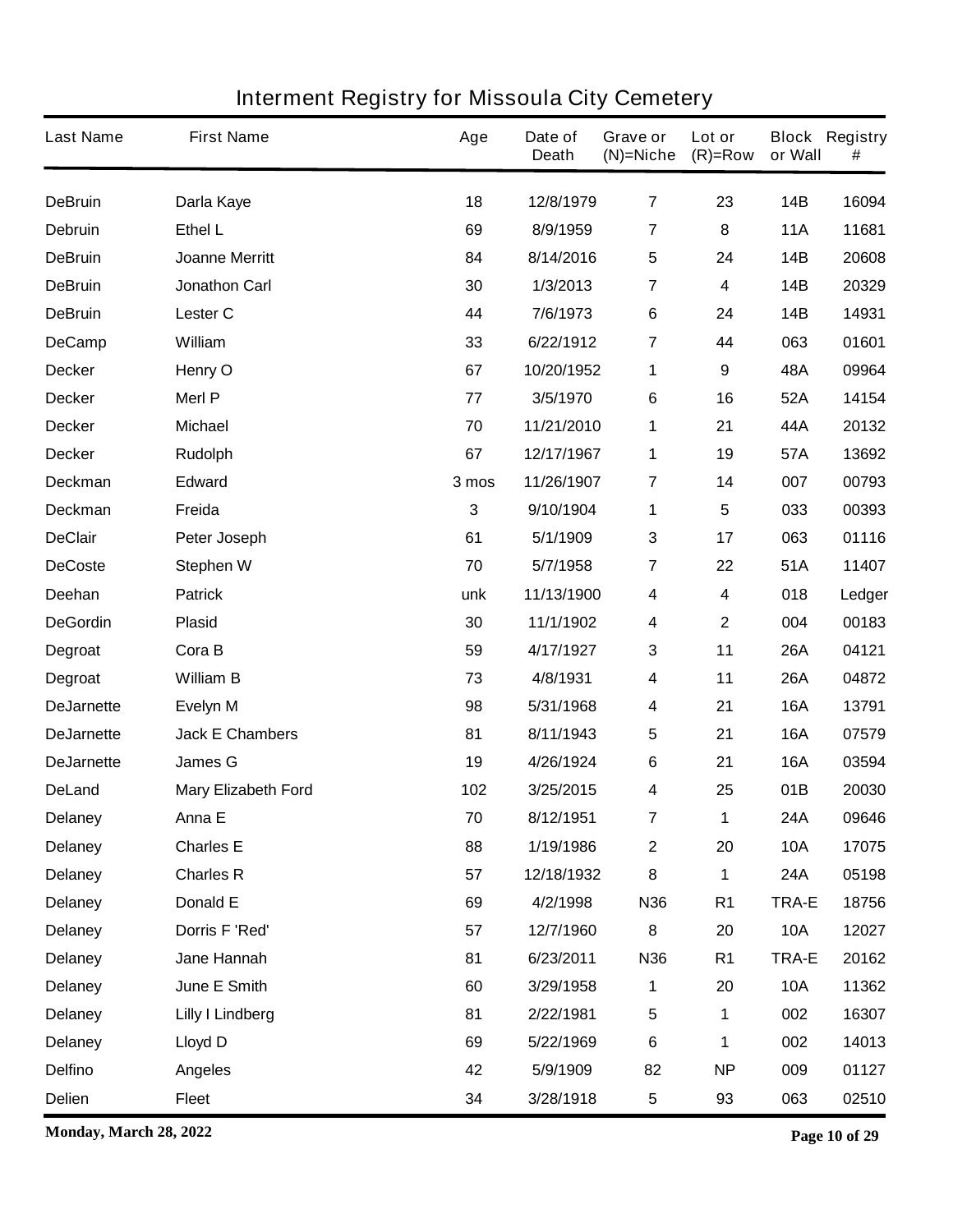# Interment Registry for Missoula City Cemetery

| Last Name | First Name | Age | Date of Death | Grave or (N)=Niche | Lot or (R)=Row | Block or Wall | Registry # |
|---|---|---|---|---|---|---|---|
| DeBruin | Darla Kaye | 18 | 12/8/1979 | 7 | 23 | 14B | 16094 |
| Debruin | Ethel L | 69 | 8/9/1959 | 7 | 8 | 11A | 11681 |
| DeBruin | Joanne Merritt | 84 | 8/14/2016 | 5 | 24 | 14B | 20608 |
| DeBruin | Jonathon Carl | 30 | 1/3/2013 | 7 | 4 | 14B | 20329 |
| DeBruin | Lester C | 44 | 7/6/1973 | 6 | 24 | 14B | 14931 |
| DeCamp | William | 33 | 6/22/1912 | 7 | 44 | 063 | 01601 |
| Decker | Henry O | 67 | 10/20/1952 | 1 | 9 | 48A | 09964 |
| Decker | Merl P | 77 | 3/5/1970 | 6 | 16 | 52A | 14154 |
| Decker | Michael | 70 | 11/21/2010 | 1 | 21 | 44A | 20132 |
| Decker | Rudolph | 67 | 12/17/1967 | 1 | 19 | 57A | 13692 |
| Deckman | Edward | 3 mos | 11/26/1907 | 7 | 14 | 007 | 00793 |
| Deckman | Freida | 3 | 9/10/1904 | 1 | 5 | 033 | 00393 |
| DeClair | Peter Joseph | 61 | 5/1/1909 | 3 | 17 | 063 | 01116 |
| DeCoste | Stephen W | 70 | 5/7/1958 | 7 | 22 | 51A | 11407 |
| Deehan | Patrick | unk | 11/13/1900 | 4 | 4 | 018 | Ledger |
| DeGordin | Plasid | 30 | 11/1/1902 | 4 | 2 | 004 | 00183 |
| Degroat | Cora B | 59 | 4/17/1927 | 3 | 11 | 26A | 04121 |
| Degroat | William B | 73 | 4/8/1931 | 4 | 11 | 26A | 04872 |
| DeJarnette | Evelyn M | 98 | 5/31/1968 | 4 | 21 | 16A | 13791 |
| DeJarnette | Jack E Chambers | 81 | 8/11/1943 | 5 | 21 | 16A | 07579 |
| DeJarnette | James G | 19 | 4/26/1924 | 6 | 21 | 16A | 03594 |
| DeLand | Mary Elizabeth Ford | 102 | 3/25/2015 | 4 | 25 | 01B | 20030 |
| Delaney | Anna E | 70 | 8/12/1951 | 7 | 1 | 24A | 09646 |
| Delaney | Charles E | 88 | 1/19/1986 | 2 | 20 | 10A | 17075 |
| Delaney | Charles R | 57 | 12/18/1932 | 8 | 1 | 24A | 05198 |
| Delaney | Donald E | 69 | 4/2/1998 | N36 | R1 | TRA-E | 18756 |
| Delaney | Dorris F 'Red' | 57 | 12/7/1960 | 8 | 20 | 10A | 12027 |
| Delaney | Jane Hannah | 81 | 6/23/2011 | N36 | R1 | TRA-E | 20162 |
| Delaney | June E Smith | 60 | 3/29/1958 | 1 | 20 | 10A | 11362 |
| Delaney | Lilly I Lindberg | 81 | 2/22/1981 | 5 | 1 | 002 | 16307 |
| Delaney | Lloyd D | 69 | 5/22/1969 | 6 | 1 | 002 | 14013 |
| Delfino | Angeles | 42 | 5/9/1909 | 82 | NP | 009 | 01127 |
| Delien | Fleet | 34 | 3/28/1918 | 5 | 93 | 063 | 02510 |

**Monday, March 28, 2022**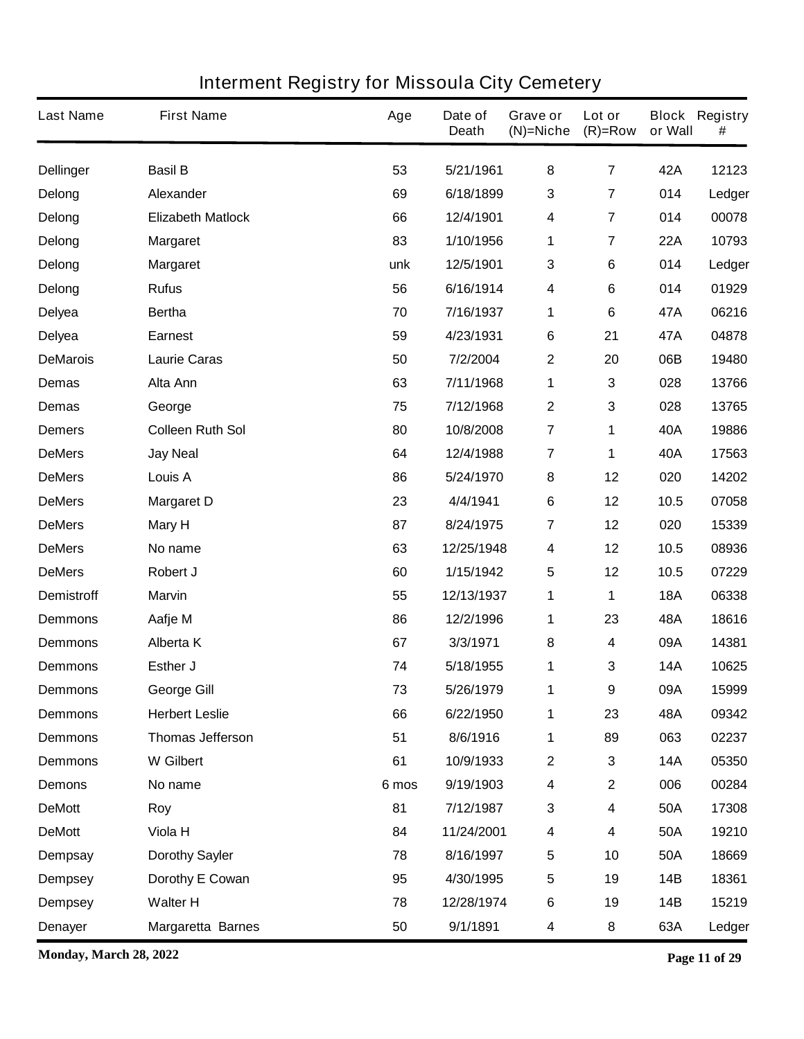# Interment Registry for Missoula City Cemetery

| Last Name | First Name | Age | Date of Death | Grave or (N)=Niche | Lot or (R)=Row | Block or Wall | Registry # |
|---|---|---|---|---|---|---|---|
| Dellinger | Basil B | 53 | 5/21/1961 | 8 | 7 | 42A | 12123 |
| Delong | Alexander | 69 | 6/18/1899 | 3 | 7 | 014 | Ledger |
| Delong | Elizabeth Matlock | 66 | 12/4/1901 | 4 | 7 | 014 | 00078 |
| Delong | Margaret | 83 | 1/10/1956 | 1 | 7 | 22A | 10793 |
| Delong | Margaret | unk | 12/5/1901 | 3 | 6 | 014 | Ledger |
| Delong | Rufus | 56 | 6/16/1914 | 4 | 6 | 014 | 01929 |
| Delyea | Bertha | 70 | 7/16/1937 | 1 | 6 | 47A | 06216 |
| Delyea | Earnest | 59 | 4/23/1931 | 6 | 21 | 47A | 04878 |
| DeMarois | Laurie Caras | 50 | 7/2/2004 | 2 | 20 | 06B | 19480 |
| Demas | Alta Ann | 63 | 7/11/1968 | 1 | 3 | 028 | 13766 |
| Demas | George | 75 | 7/12/1968 | 2 | 3 | 028 | 13765 |
| Demers | Colleen Ruth Sol | 80 | 10/8/2008 | 7 | 1 | 40A | 19886 |
| DeMers | Jay Neal | 64 | 12/4/1988 | 7 | 1 | 40A | 17563 |
| DeMers | Louis A | 86 | 5/24/1970 | 8 | 12 | 020 | 14202 |
| DeMers | Margaret D | 23 | 4/4/1941 | 6 | 12 | 10.5 | 07058 |
| DeMers | Mary H | 87 | 8/24/1975 | 7 | 12 | 020 | 15339 |
| DeMers | No name | 63 | 12/25/1948 | 4 | 12 | 10.5 | 08936 |
| DeMers | Robert J | 60 | 1/15/1942 | 5 | 12 | 10.5 | 07229 |
| Demistroff | Marvin | 55 | 12/13/1937 | 1 | 1 | 18A | 06338 |
| Demmons | Aafje M | 86 | 12/2/1996 | 1 | 23 | 48A | 18616 |
| Demmons | Alberta K | 67 | 3/3/1971 | 8 | 4 | 09A | 14381 |
| Demmons | Esther J | 74 | 5/18/1955 | 1 | 3 | 14A | 10625 |
| Demmons | George Gill | 73 | 5/26/1979 | 1 | 9 | 09A | 15999 |
| Demmons | Herbert Leslie | 66 | 6/22/1950 | 1 | 23 | 48A | 09342 |
| Demmons | Thomas Jefferson | 51 | 8/6/1916 | 1 | 89 | 063 | 02237 |
| Demmons | W Gilbert | 61 | 10/9/1933 | 2 | 3 | 14A | 05350 |
| Demons | No name | 6 mos | 9/19/1903 | 4 | 2 | 006 | 00284 |
| DeMott | Roy | 81 | 7/12/1987 | 3 | 4 | 50A | 17308 |
| DeMott | Viola H | 84 | 11/24/2001 | 4 | 4 | 50A | 19210 |
| Dempsay | Dorothy Sayler | 78 | 8/16/1997 | 5 | 10 | 50A | 18669 |
| Dempsey | Dorothy E Cowan | 95 | 4/30/1995 | 5 | 19 | 14B | 18361 |
| Dempsey | Walter H | 78 | 12/28/1974 | 6 | 19 | 14B | 15219 |
| Denayer | Margaretta Barnes | 50 | 9/1/1891 | 4 | 8 | 63A | Ledger |

**Monday, March 28, 2022**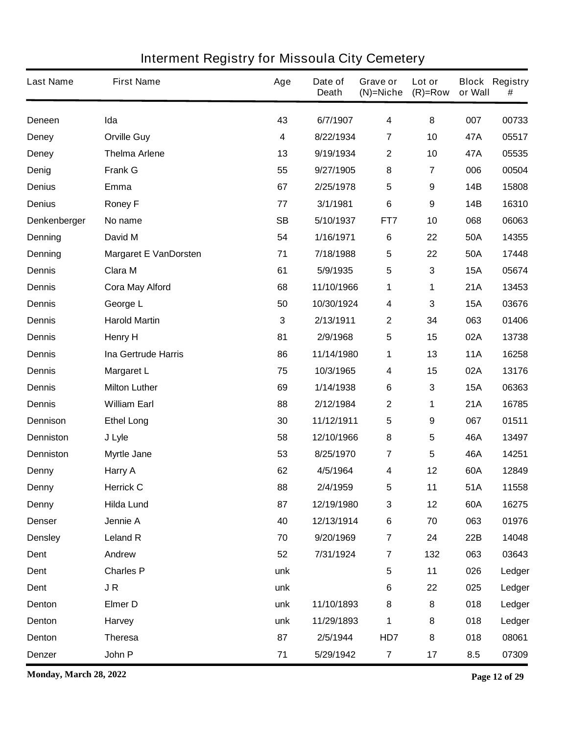# Interment Registry for Missoula City Cemetery

| Last Name | First Name | Age | Date of Death | Grave or (N)=Niche | Lot or (R)=Row | Block or Wall | Registry # |
|---|---|---|---|---|---|---|---|
| Deneen | Ida | 43 | 6/7/1907 | 4 | 8 | 007 | 00733 |
| Deney | Orville Guy | 4 | 8/22/1934 | 7 | 10 | 47A | 05517 |
| Deney | Thelma Arlene | 13 | 9/19/1934 | 2 | 10 | 47A | 05535 |
| Denig | Frank G | 55 | 9/27/1905 | 8 | 7 | 006 | 00504 |
| Denius | Emma | 67 | 2/25/1978 | 5 | 9 | 14B | 15808 |
| Denius | Roney F | 77 | 3/1/1981 | 6 | 9 | 14B | 16310 |
| Denkenberger | No name | SB | 5/10/1937 | FT7 | 10 | 068 | 06063 |
| Denning | David M | 54 | 1/16/1971 | 6 | 22 | 50A | 14355 |
| Denning | Margaret E VanDorsten | 71 | 7/18/1988 | 5 | 22 | 50A | 17448 |
| Dennis | Clara M | 61 | 5/9/1935 | 5 | 3 | 15A | 05674 |
| Dennis | Cora May Alford | 68 | 11/10/1966 | 1 | 1 | 21A | 13453 |
| Dennis | George L | 50 | 10/30/1924 | 4 | 3 | 15A | 03676 |
| Dennis | Harold Martin | 3 | 2/13/1911 | 2 | 34 | 063 | 01406 |
| Dennis | Henry H | 81 | 2/9/1968 | 5 | 15 | 02A | 13738 |
| Dennis | Ina Gertrude Harris | 86 | 11/14/1980 | 1 | 13 | 11A | 16258 |
| Dennis | Margaret L | 75 | 10/3/1965 | 4 | 15 | 02A | 13176 |
| Dennis | Milton Luther | 69 | 1/14/1938 | 6 | 3 | 15A | 06363 |
| Dennis | William Earl | 88 | 2/12/1984 | 2 | 1 | 21A | 16785 |
| Dennison | Ethel Long | 30 | 11/12/1911 | 5 | 9 | 067 | 01511 |
| Denniston | J Lyle | 58 | 12/10/1966 | 8 | 5 | 46A | 13497 |
| Denniston | Myrtle Jane | 53 | 8/25/1970 | 7 | 5 | 46A | 14251 |
| Denny | Harry A | 62 | 4/5/1964 | 4 | 12 | 60A | 12849 |
| Denny | Herrick C | 88 | 2/4/1959 | 5 | 11 | 51A | 11558 |
| Denny | Hilda Lund | 87 | 12/19/1980 | 3 | 12 | 60A | 16275 |
| Denser | Jennie A | 40 | 12/13/1914 | 6 | 70 | 063 | 01976 |
| Densley | Leland R | 70 | 9/20/1969 | 7 | 24 | 22B | 14048 |
| Dent | Andrew | 52 | 7/31/1924 | 7 | 132 | 063 | 03643 |
| Dent | Charles P | unk | | 5 | 11 | 026 | Ledger |
| Dent | J R | unk | | 6 | 22 | 025 | Ledger |
| Denton | Elmer D | unk | 11/10/1893 | 8 | 8 | 018 | Ledger |
| Denton | Harvey | unk | 11/29/1893 | 1 | 8 | 018 | Ledger |
| Denton | Theresa | 87 | 2/5/1944 | HD7 | 8 | 018 | 08061 |
| Denzer | John P | 71 | 5/29/1942 | 7 | 17 | 8.5 | 07309 |

**Monday, March 28, 2022**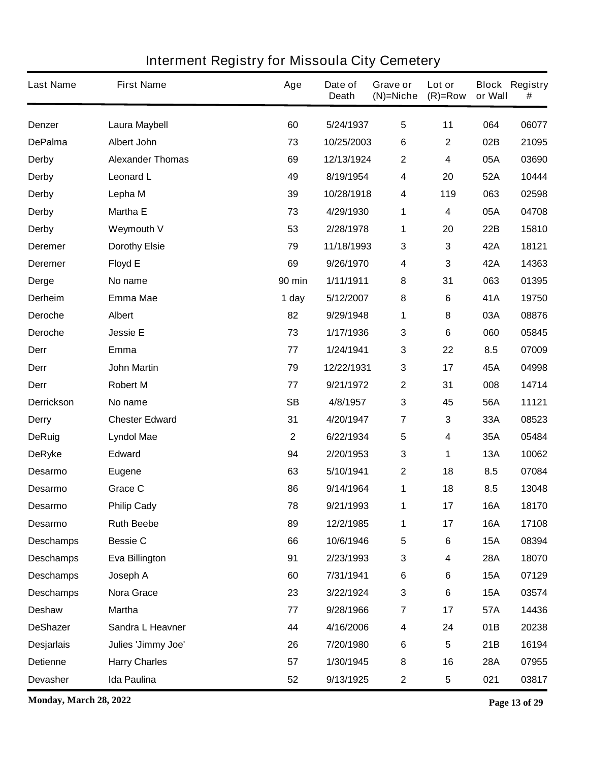# Interment Registry for Missoula City Cemetery

| Last Name | First Name | Age | Date of Death | Grave or (N)=Niche | Lot or (R)=Row | Block or Wall | Registry # |
|---|---|---|---|---|---|---|---|
| Denzer | Laura Maybell | 60 | 5/24/1937 | 5 | 11 | 064 | 06077 |
| DePalma | Albert John | 73 | 10/25/2003 | 6 | 2 | 02B | 21095 |
| Derby | Alexander Thomas | 69 | 12/13/1924 | 2 | 4 | 05A | 03690 |
| Derby | Leonard L | 49 | 8/19/1954 | 4 | 20 | 52A | 10444 |
| Derby | Lepha M | 39 | 10/28/1918 | 4 | 119 | 063 | 02598 |
| Derby | Martha E | 73 | 4/29/1930 | 1 | 4 | 05A | 04708 |
| Derby | Weymouth V | 53 | 2/28/1978 | 1 | 20 | 22B | 15810 |
| Deremer | Dorothy Elsie | 79 | 11/18/1993 | 3 | 3 | 42A | 18121 |
| Deremer | Floyd E | 69 | 9/26/1970 | 4 | 3 | 42A | 14363 |
| Derge | No name | 90 min | 1/11/1911 | 8 | 31 | 063 | 01395 |
| Derheim | Emma Mae | 1 day | 5/12/2007 | 8 | 6 | 41A | 19750 |
| Deroche | Albert | 82 | 9/29/1948 | 1 | 8 | 03A | 08876 |
| Deroche | Jessie E | 73 | 1/17/1936 | 3 | 6 | 060 | 05845 |
| Derr | Emma | 77 | 1/24/1941 | 3 | 22 | 8.5 | 07009 |
| Derr | John Martin | 79 | 12/22/1931 | 3 | 17 | 45A | 04998 |
| Derr | Robert M | 77 | 9/21/1972 | 2 | 31 | 008 | 14714 |
| Derrickson | No name | SB | 4/8/1957 | 3 | 45 | 56A | 11121 |
| Derry | Chester Edward | 31 | 4/20/1947 | 7 | 3 | 33A | 08523 |
| DeRuig | Lyndol Mae | 2 | 6/22/1934 | 5 | 4 | 35A | 05484 |
| DeRyke | Edward | 94 | 2/20/1953 | 3 | 1 | 13A | 10062 |
| Desarmo | Eugene | 63 | 5/10/1941 | 2 | 18 | 8.5 | 07084 |
| Desarmo | Grace C | 86 | 9/14/1964 | 1 | 18 | 8.5 | 13048 |
| Desarmo | Philip Cady | 78 | 9/21/1993 | 1 | 17 | 16A | 18170 |
| Desarmo | Ruth Beebe | 89 | 12/2/1985 | 1 | 17 | 16A | 17108 |
| Deschamps | Bessie C | 66 | 10/6/1946 | 5 | 6 | 15A | 08394 |
| Deschamps | Eva Billington | 91 | 2/23/1993 | 3 | 4 | 28A | 18070 |
| Deschamps | Joseph A | 60 | 7/31/1941 | 6 | 6 | 15A | 07129 |
| Deschamps | Nora Grace | 23 | 3/22/1924 | 3 | 6 | 15A | 03574 |
| Deshaw | Martha | 77 | 9/28/1966 | 7 | 17 | 57A | 14436 |
| DeShazer | Sandra L Heavner | 44 | 4/16/2006 | 4 | 24 | 01B | 20238 |
| Desjarlais | Julies 'Jimmy Joe' | 26 | 7/20/1980 | 6 | 5 | 21B | 16194 |
| Detienne | Harry Charles | 57 | 1/30/1945 | 8 | 16 | 28A | 07955 |
| Devasher | Ida Paulina | 52 | 9/13/1925 | 2 | 5 | 021 | 03817 |

Monday, March 28, 2022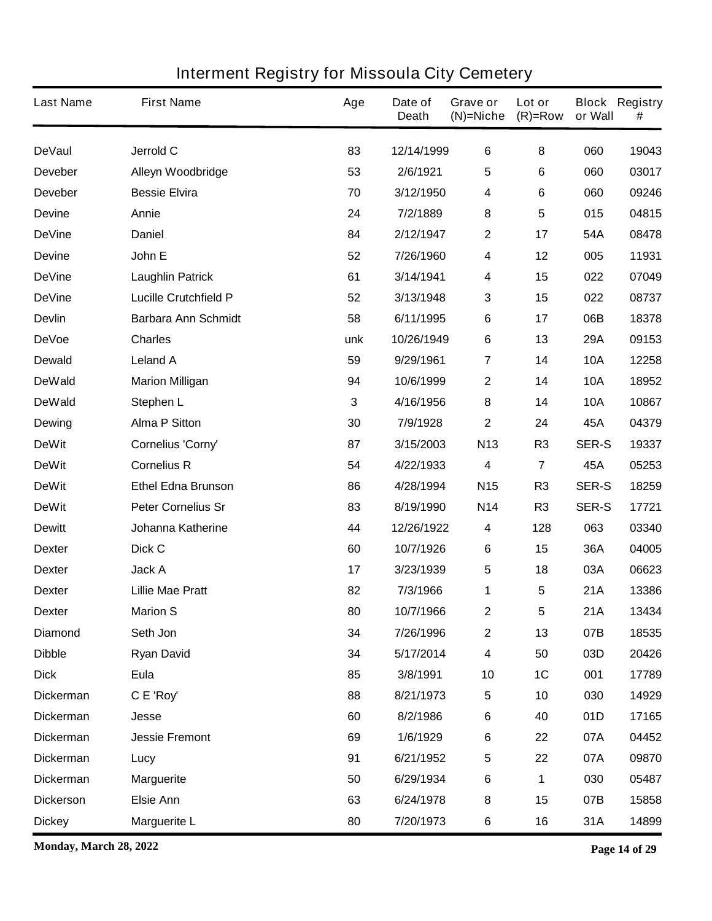# Interment Registry for Missoula City Cemetery

| Last Name | First Name | Age | Date of Death | Grave or (N)=Niche | Lot or (R)=Row | Block or Wall | Registry # |
|---|---|---|---|---|---|---|---|
| DeVaul | Jerrold C | 83 | 12/14/1999 | 6 | 8 | 060 | 19043 |
| Deveber | Alleyn Woodbridge | 53 | 2/6/1921 | 5 | 6 | 060 | 03017 |
| Deveber | Bessie Elvira | 70 | 3/12/1950 | 4 | 6 | 060 | 09246 |
| Devine | Annie | 24 | 7/2/1889 | 8 | 5 | 015 | 04815 |
| DeVine | Daniel | 84 | 2/12/1947 | 2 | 17 | 54A | 08478 |
| Devine | John E | 52 | 7/26/1960 | 4 | 12 | 005 | 11931 |
| DeVine | Laughlin Patrick | 61 | 3/14/1941 | 4 | 15 | 022 | 07049 |
| DeVine | Lucille Crutchfield P | 52 | 3/13/1948 | 3 | 15 | 022 | 08737 |
| Devlin | Barbara Ann Schmidt | 58 | 6/11/1995 | 6 | 17 | 06B | 18378 |
| DeVoe | Charles | unk | 10/26/1949 | 6 | 13 | 29A | 09153 |
| Dewald | Leland A | 59 | 9/29/1961 | 7 | 14 | 10A | 12258 |
| DeWald | Marion Milligan | 94 | 10/6/1999 | 2 | 14 | 10A | 18952 |
| DeWald | Stephen L | 3 | 4/16/1956 | 8 | 14 | 10A | 10867 |
| Dewing | Alma P Sitton | 30 | 7/9/1928 | 2 | 24 | 45A | 04379 |
| DeWit | Cornelius 'Corny' | 87 | 3/15/2003 | N13 | R3 | SER-S | 19337 |
| DeWit | Cornelius R | 54 | 4/22/1933 | 4 | 7 | 45A | 05253 |
| DeWit | Ethel Edna Brunson | 86 | 4/28/1994 | N15 | R3 | SER-S | 18259 |
| DeWit | Peter Cornelius Sr | 83 | 8/19/1990 | N14 | R3 | SER-S | 17721 |
| Dewitt | Johanna Katherine | 44 | 12/26/1922 | 4 | 128 | 063 | 03340 |
| Dexter | Dick C | 60 | 10/7/1926 | 6 | 15 | 36A | 04005 |
| Dexter | Jack A | 17 | 3/23/1939 | 5 | 18 | 03A | 06623 |
| Dexter | Lillie Mae Pratt | 82 | 7/3/1966 | 1 | 5 | 21A | 13386 |
| Dexter | Marion S | 80 | 10/7/1966 | 2 | 5 | 21A | 13434 |
| Diamond | Seth Jon | 34 | 7/26/1996 | 2 | 13 | 07B | 18535 |
| Dibble | Ryan David | 34 | 5/17/2014 | 4 | 50 | 03D | 20426 |
| Dick | Eula | 85 | 3/8/1991 | 10 | 1C | 001 | 17789 |
| Dickerman | C E 'Roy' | 88 | 8/21/1973 | 5 | 10 | 030 | 14929 |
| Dickerman | Jesse | 60 | 8/2/1986 | 6 | 40 | 01D | 17165 |
| Dickerman | Jessie Fremont | 69 | 1/6/1929 | 6 | 22 | 07A | 04452 |
| Dickerman | Lucy | 91 | 6/21/1952 | 5 | 22 | 07A | 09870 |
| Dickerman | Marguerite | 50 | 6/29/1934 | 6 | 1 | 030 | 05487 |
| Dickerson | Elsie Ann | 63 | 6/24/1978 | 8 | 15 | 07B | 15858 |
| Dickey | Marguerite L | 80 | 7/20/1973 | 6 | 16 | 31A | 14899 |

**Monday, March 28, 2022**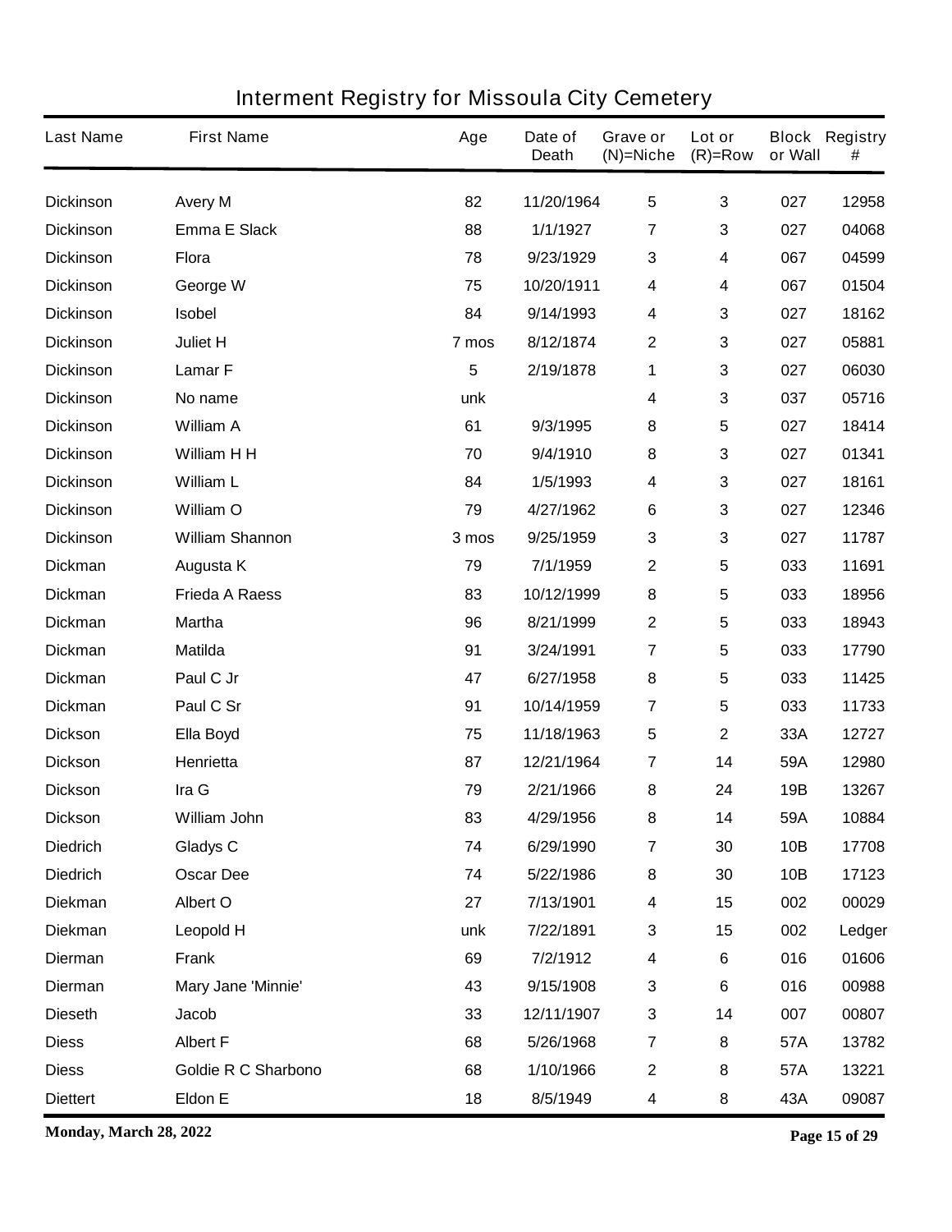# Interment Registry for Missoula City Cemetery

| Last Name | First Name | Age | Date of Death | Grave or (N)=Niche | Lot or (R)=Row | Block or Wall | Registry # |
|---|---|---|---|---|---|---|---|
| Dickinson | Avery M | 82 | 11/20/1964 | 5 | 3 | 027 | 12958 |
| Dickinson | Emma E Slack | 88 | 1/1/1927 | 7 | 3 | 027 | 04068 |
| Dickinson | Flora | 78 | 9/23/1929 | 3 | 4 | 067 | 04599 |
| Dickinson | George W | 75 | 10/20/1911 | 4 | 4 | 067 | 01504 |
| Dickinson | Isobel | 84 | 9/14/1993 | 4 | 3 | 027 | 18162 |
| Dickinson | Juliet H | 7 mos | 8/12/1874 | 2 | 3 | 027 | 05881 |
| Dickinson | Lamar F | 5 | 2/19/1878 | 1 | 3 | 027 | 06030 |
| Dickinson | No name | unk | | 4 | 3 | 037 | 05716 |
| Dickinson | William A | 61 | 9/3/1995 | 8 | 5 | 027 | 18414 |
| Dickinson | William H H | 70 | 9/4/1910 | 8 | 3 | 027 | 01341 |
| Dickinson | William L | 84 | 1/5/1993 | 4 | 3 | 027 | 18161 |
| Dickinson | William O | 79 | 4/27/1962 | 6 | 3 | 027 | 12346 |
| Dickinson | William Shannon | 3 mos | 9/25/1959 | 3 | 3 | 027 | 11787 |
| Dickman | Augusta K | 79 | 7/1/1959 | 2 | 5 | 033 | 11691 |
| Dickman | Frieda A Raess | 83 | 10/12/1999 | 8 | 5 | 033 | 18956 |
| Dickman | Martha | 96 | 8/21/1999 | 2 | 5 | 033 | 18943 |
| Dickman | Matilda | 91 | 3/24/1991 | 7 | 5 | 033 | 17790 |
| Dickman | Paul C Jr | 47 | 6/27/1958 | 8 | 5 | 033 | 11425 |
| Dickman | Paul C Sr | 91 | 10/14/1959 | 7 | 5 | 033 | 11733 |
| Dickson | Ella Boyd | 75 | 11/18/1963 | 5 | 2 | 33A | 12727 |
| Dickson | Henrietta | 87 | 12/21/1964 | 7 | 14 | 59A | 12980 |
| Dickson | Ira G | 79 | 2/21/1966 | 8 | 24 | 19B | 13267 |
| Dickson | William John | 83 | 4/29/1956 | 8 | 14 | 59A | 10884 |
| Diedrich | Gladys C | 74 | 6/29/1990 | 7 | 30 | 10B | 17708 |
| Diedrich | Oscar Dee | 74 | 5/22/1986 | 8 | 30 | 10B | 17123 |
| Diekman | Albert O | 27 | 7/13/1901 | 4 | 15 | 002 | 00029 |
| Diekman | Leopold H | unk | 7/22/1891 | 3 | 15 | 002 | Ledger |
| Dierman | Frank | 69 | 7/2/1912 | 4 | 6 | 016 | 01606 |
| Dierman | Mary Jane 'Minnie' | 43 | 9/15/1908 | 3 | 6 | 016 | 00988 |
| Dieseth | Jacob | 33 | 12/11/1907 | 3 | 14 | 007 | 00807 |
| Diess | Albert F | 68 | 5/26/1968 | 7 | 8 | 57A | 13782 |
| Diess | Goldie R C Sharbono | 68 | 1/10/1966 | 2 | 8 | 57A | 13221 |
| Diettert | Eldon E | 18 | 8/5/1949 | 4 | 8 | 43A | 09087 |

**Monday, March 28, 2022**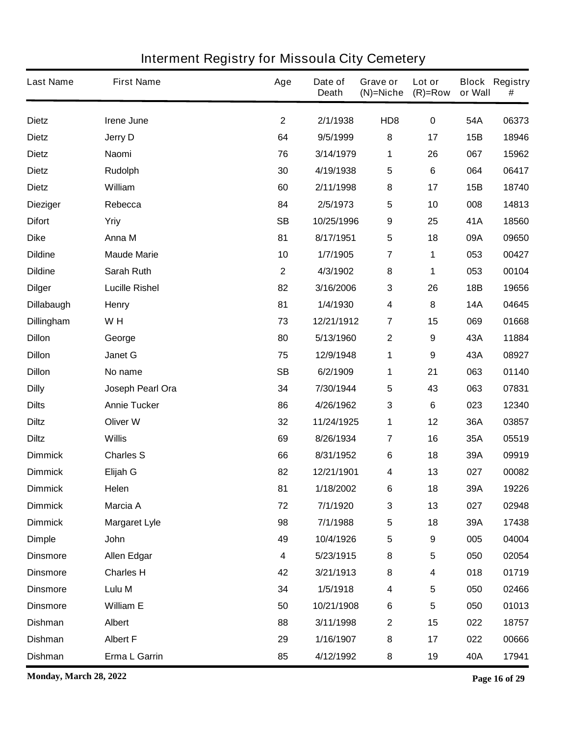# Interment Registry for Missoula City Cemetery

| Last Name | First Name | Age | Date of Death | Grave or (N)=Niche | Lot or (R)=Row | Block or Wall | Registry # |
|---|---|---|---|---|---|---|---|
| Dietz | Irene June | 2 | 2/1/1938 | HD8 | 0 | 54A | 06373 |
| Dietz | Jerry D | 64 | 9/5/1999 | 8 | 17 | 15B | 18946 |
| Dietz | Naomi | 76 | 3/14/1979 | 1 | 26 | 067 | 15962 |
| Dietz | Rudolph | 30 | 4/19/1938 | 5 | 6 | 064 | 06417 |
| Dietz | William | 60 | 2/11/1998 | 8 | 17 | 15B | 18740 |
| Dieziger | Rebecca | 84 | 2/5/1973 | 5 | 10 | 008 | 14813 |
| Difort | Yriy | SB | 10/25/1996 | 9 | 25 | 41A | 18560 |
| Dike | Anna M | 81 | 8/17/1951 | 5 | 18 | 09A | 09650 |
| Dildine | Maude Marie | 10 | 1/7/1905 | 7 | 1 | 053 | 00427 |
| Dildine | Sarah Ruth | 2 | 4/3/1902 | 8 | 1 | 053 | 00104 |
| Dilger | Lucille Rishel | 82 | 3/16/2006 | 3 | 26 | 18B | 19656 |
| Dillabaugh | Henry | 81 | 1/4/1930 | 4 | 8 | 14A | 04645 |
| Dillingham | W H | 73 | 12/21/1912 | 7 | 15 | 069 | 01668 |
| Dillon | George | 80 | 5/13/1960 | 2 | 9 | 43A | 11884 |
| Dillon | Janet G | 75 | 12/9/1948 | 1 | 9 | 43A | 08927 |
| Dillon | No name | SB | 6/2/1909 | 1 | 21 | 063 | 01140 |
| Dilly | Joseph Pearl Ora | 34 | 7/30/1944 | 5 | 43 | 063 | 07831 |
| Dilts | Annie Tucker | 86 | 4/26/1962 | 3 | 6 | 023 | 12340 |
| Diltz | Oliver W | 32 | 11/24/1925 | 1 | 12 | 36A | 03857 |
| Diltz | Willis | 69 | 8/26/1934 | 7 | 16 | 35A | 05519 |
| Dimmick | Charles S | 66 | 8/31/1952 | 6 | 18 | 39A | 09919 |
| Dimmick | Elijah G | 82 | 12/21/1901 | 4 | 13 | 027 | 00082 |
| Dimmick | Helen | 81 | 1/18/2002 | 6 | 18 | 39A | 19226 |
| Dimmick | Marcia A | 72 | 7/1/1920 | 3 | 13 | 027 | 02948 |
| Dimmick | Margaret Lyle | 98 | 7/1/1988 | 5 | 18 | 39A | 17438 |
| Dimple | John | 49 | 10/4/1926 | 5 | 9 | 005 | 04004 |
| Dinsmore | Allen Edgar | 4 | 5/23/1915 | 8 | 5 | 050 | 02054 |
| Dinsmore | Charles H | 42 | 3/21/1913 | 8 | 4 | 018 | 01719 |
| Dinsmore | Lulu M | 34 | 1/5/1918 | 4 | 5 | 050 | 02466 |
| Dinsmore | William E | 50 | 10/21/1908 | 6 | 5 | 050 | 01013 |
| Dishman | Albert | 88 | 3/11/1998 | 2 | 15 | 022 | 18757 |
| Dishman | Albert F | 29 | 1/16/1907 | 8 | 17 | 022 | 00666 |
| Dishman | Erma L Garrin | 85 | 4/12/1992 | 8 | 19 | 40A | 17941 |

**Monday, March 28, 2022**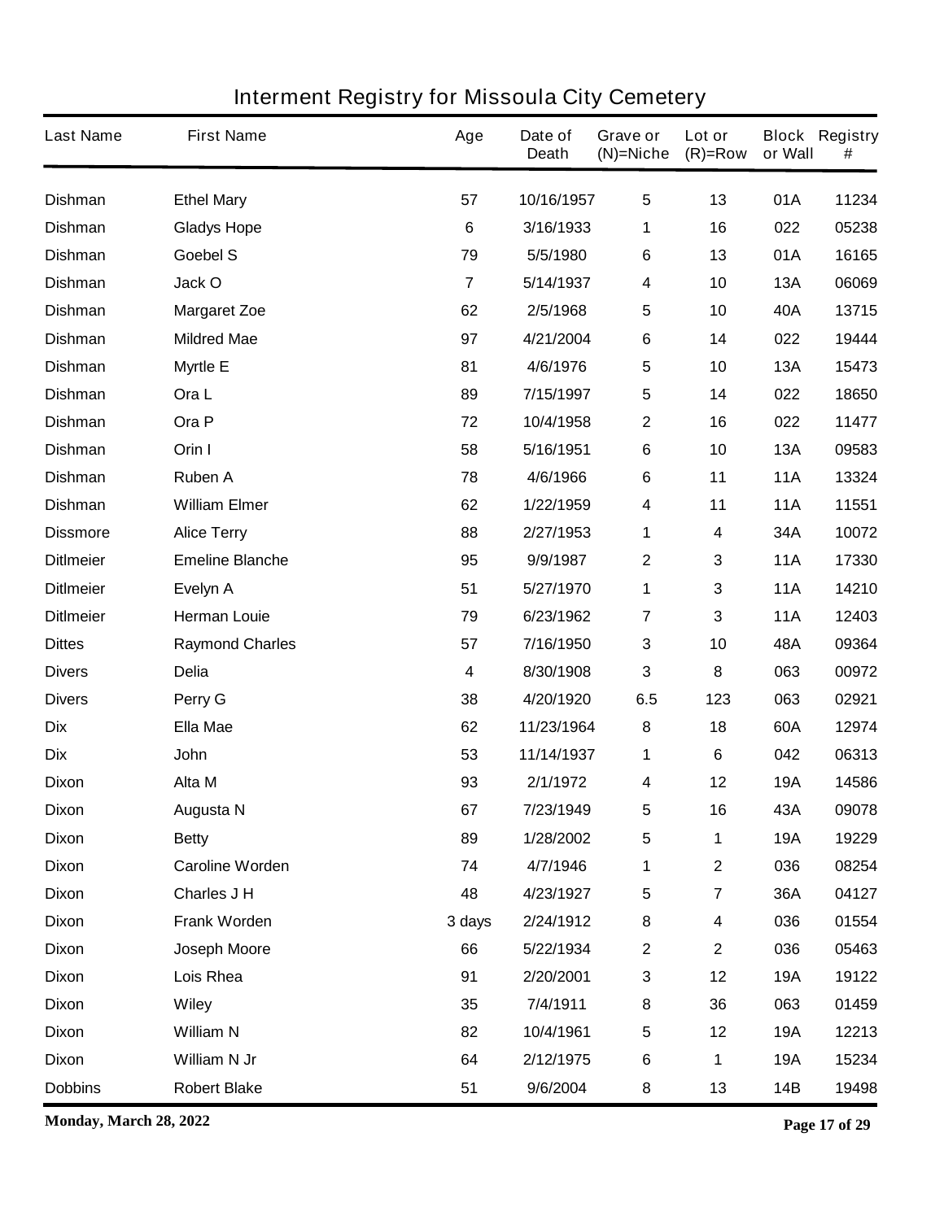# Interment Registry for Missoula City Cemetery

| Last Name | First Name | Age | Date of Death | Grave or (N)=Niche | Lot or (R)=Row | Block or Wall | Registry # |
|---|---|---|---|---|---|---|---|
| Dishman | Ethel Mary | 57 | 10/16/1957 | 5 | 13 | 01A | 11234 |
| Dishman | Gladys Hope | 6 | 3/16/1933 | 1 | 16 | 022 | 05238 |
| Dishman | Goebel S | 79 | 5/5/1980 | 6 | 13 | 01A | 16165 |
| Dishman | Jack O | 7 | 5/14/1937 | 4 | 10 | 13A | 06069 |
| Dishman | Margaret Zoe | 62 | 2/5/1968 | 5 | 10 | 40A | 13715 |
| Dishman | Mildred Mae | 97 | 4/21/2004 | 6 | 14 | 022 | 19444 |
| Dishman | Myrtle E | 81 | 4/6/1976 | 5 | 10 | 13A | 15473 |
| Dishman | Ora L | 89 | 7/15/1997 | 5 | 14 | 022 | 18650 |
| Dishman | Ora P | 72 | 10/4/1958 | 2 | 16 | 022 | 11477 |
| Dishman | Orin I | 58 | 5/16/1951 | 6 | 10 | 13A | 09583 |
| Dishman | Ruben A | 78 | 4/6/1966 | 6 | 11 | 11A | 13324 |
| Dishman | William Elmer | 62 | 1/22/1959 | 4 | 11 | 11A | 11551 |
| Dissmore | Alice Terry | 88 | 2/27/1953 | 1 | 4 | 34A | 10072 |
| Ditlmeier | Emeline Blanche | 95 | 9/9/1987 | 2 | 3 | 11A | 17330 |
| Ditlmeier | Evelyn A | 51 | 5/27/1970 | 1 | 3 | 11A | 14210 |
| Ditlmeier | Herman Louie | 79 | 6/23/1962 | 7 | 3 | 11A | 12403 |
| Dittes | Raymond Charles | 57 | 7/16/1950 | 3 | 10 | 48A | 09364 |
| Divers | Delia | 4 | 8/30/1908 | 3 | 8 | 063 | 00972 |
| Divers | Perry G | 38 | 4/20/1920 | 6.5 | 123 | 063 | 02921 |
| Dix | Ella Mae | 62 | 11/23/1964 | 8 | 18 | 60A | 12974 |
| Dix | John | 53 | 11/14/1937 | 1 | 6 | 042 | 06313 |
| Dixon | Alta M | 93 | 2/1/1972 | 4 | 12 | 19A | 14586 |
| Dixon | Augusta N | 67 | 7/23/1949 | 5 | 16 | 43A | 09078 |
| Dixon | Betty | 89 | 1/28/2002 | 5 | 1 | 19A | 19229 |
| Dixon | Caroline Worden | 74 | 4/7/1946 | 1 | 2 | 036 | 08254 |
| Dixon | Charles J H | 48 | 4/23/1927 | 5 | 7 | 36A | 04127 |
| Dixon | Frank Worden | 3 days | 2/24/1912 | 8 | 4 | 036 | 01554 |
| Dixon | Joseph Moore | 66 | 5/22/1934 | 2 | 2 | 036 | 05463 |
| Dixon | Lois Rhea | 91 | 2/20/2001 | 3 | 12 | 19A | 19122 |
| Dixon | Wiley | 35 | 7/4/1911 | 8 | 36 | 063 | 01459 |
| Dixon | William N | 82 | 10/4/1961 | 5 | 12 | 19A | 12213 |
| Dixon | William N Jr | 64 | 2/12/1975 | 6 | 1 | 19A | 15234 |
| Dobbins | Robert Blake | 51 | 9/6/2004 | 8 | 13 | 14B | 19498 |

**Monday, March 28, 2022**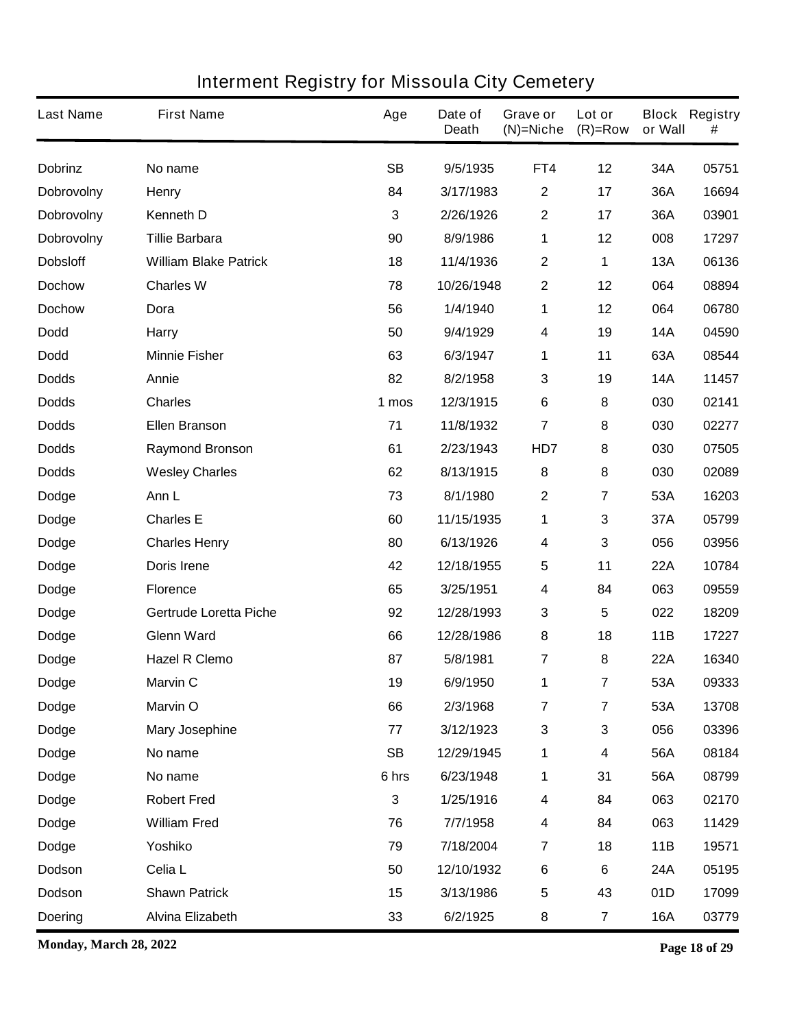# Interment Registry for Missoula City Cemetery

| Last Name | First Name | Age | Date of Death | Grave or (N)=Niche | Lot or (R)=Row | Block or Wall | Registry # |
|---|---|---|---|---|---|---|---|
| Dobrinz | No name | SB | 9/5/1935 | FT4 | 12 | 34A | 05751 |
| Dobrovolny | Henry | 84 | 3/17/1983 | 2 | 17 | 36A | 16694 |
| Dobrovolny | Kenneth D | 3 | 2/26/1926 | 2 | 17 | 36A | 03901 |
| Dobrovolny | Tillie Barbara | 90 | 8/9/1986 | 1 | 12 | 008 | 17297 |
| Dobsloff | William Blake Patrick | 18 | 11/4/1936 | 2 | 1 | 13A | 06136 |
| Dochow | Charles W | 78 | 10/26/1948 | 2 | 12 | 064 | 08894 |
| Dochow | Dora | 56 | 1/4/1940 | 1 | 12 | 064 | 06780 |
| Dodd | Harry | 50 | 9/4/1929 | 4 | 19 | 14A | 04590 |
| Dodd | Minnie Fisher | 63 | 6/3/1947 | 1 | 11 | 63A | 08544 |
| Dodds | Annie | 82 | 8/2/1958 | 3 | 19 | 14A | 11457 |
| Dodds | Charles | 1 mos | 12/3/1915 | 6 | 8 | 030 | 02141 |
| Dodds | Ellen Branson | 71 | 11/8/1932 | 7 | 8 | 030 | 02277 |
| Dodds | Raymond Bronson | 61 | 2/23/1943 | HD7 | 8 | 030 | 07505 |
| Dodds | Wesley Charles | 62 | 8/13/1915 | 8 | 8 | 030 | 02089 |
| Dodge | Ann L | 73 | 8/1/1980 | 2 | 7 | 53A | 16203 |
| Dodge | Charles E | 60 | 11/15/1935 | 1 | 3 | 37A | 05799 |
| Dodge | Charles Henry | 80 | 6/13/1926 | 4 | 3 | 056 | 03956 |
| Dodge | Doris Irene | 42 | 12/18/1955 | 5 | 11 | 22A | 10784 |
| Dodge | Florence | 65 | 3/25/1951 | 4 | 84 | 063 | 09559 |
| Dodge | Gertrude Loretta Piche | 92 | 12/28/1993 | 3 | 5 | 022 | 18209 |
| Dodge | Glenn Ward | 66 | 12/28/1986 | 8 | 18 | 11B | 17227 |
| Dodge | Hazel R Clemo | 87 | 5/8/1981 | 7 | 8 | 22A | 16340 |
| Dodge | Marvin C | 19 | 6/9/1950 | 1 | 7 | 53A | 09333 |
| Dodge | Marvin O | 66 | 2/3/1968 | 7 | 7 | 53A | 13708 |
| Dodge | Mary Josephine | 77 | 3/12/1923 | 3 | 3 | 056 | 03396 |
| Dodge | No name | SB | 12/29/1945 | 1 | 4 | 56A | 08184 |
| Dodge | No name | 6 hrs | 6/23/1948 | 1 | 31 | 56A | 08799 |
| Dodge | Robert Fred | 3 | 1/25/1916 | 4 | 84 | 063 | 02170 |
| Dodge | William Fred | 76 | 7/7/1958 | 4 | 84 | 063 | 11429 |
| Dodge | Yoshiko | 79 | 7/18/2004 | 7 | 18 | 11B | 19571 |
| Dodson | Celia L | 50 | 12/10/1932 | 6 | 6 | 24A | 05195 |
| Dodson | Shawn Patrick | 15 | 3/13/1986 | 5 | 43 | 01D | 17099 |
| Doering | Alvina Elizabeth | 33 | 6/2/1925 | 8 | 7 | 16A | 03779 |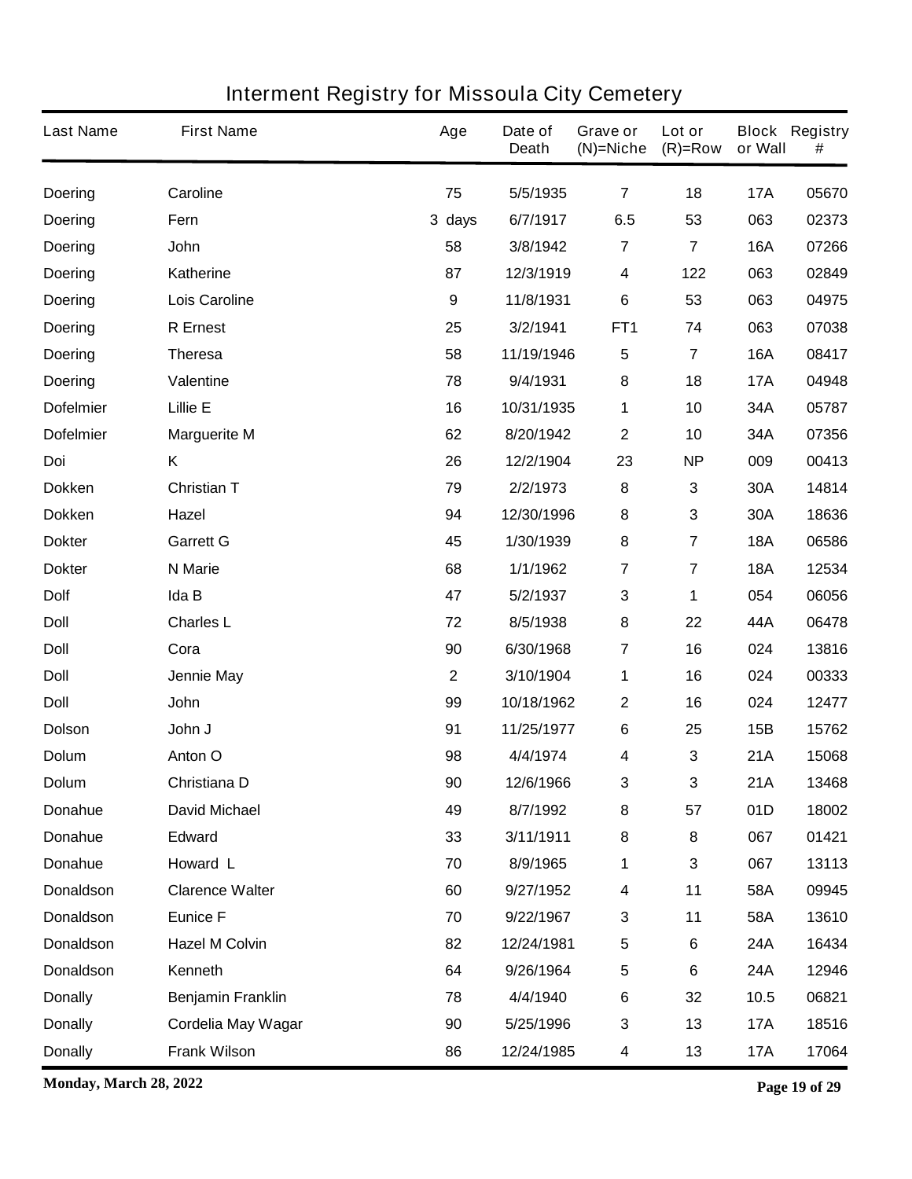# Interment Registry for Missoula City Cemetery

| Last Name | First Name | Age | Date of Death | Grave or (N)=Niche | Lot or (R)=Row | Block or Wall | Registry # |
|---|---|---|---|---|---|---|---|
| Doering | Caroline | 75 | 5/5/1935 | 7 | 18 | 17A | 05670 |
| Doering | Fern | 3 days | 6/7/1917 | 6.5 | 53 | 063 | 02373 |
| Doering | John | 58 | 3/8/1942 | 7 | 7 | 16A | 07266 |
| Doering | Katherine | 87 | 12/3/1919 | 4 | 122 | 063 | 02849 |
| Doering | Lois Caroline | 9 | 11/8/1931 | 6 | 53 | 063 | 04975 |
| Doering | R Ernest | 25 | 3/2/1941 | FT1 | 74 | 063 | 07038 |
| Doering | Theresa | 58 | 11/19/1946 | 5 | 7 | 16A | 08417 |
| Doering | Valentine | 78 | 9/4/1931 | 8 | 18 | 17A | 04948 |
| Dofelmier | Lillie E | 16 | 10/31/1935 | 1 | 10 | 34A | 05787 |
| Dofelmier | Marguerite M | 62 | 8/20/1942 | 2 | 10 | 34A | 07356 |
| Doi | K | 26 | 12/2/1904 | 23 | NP | 009 | 00413 |
| Dokken | Christian T | 79 | 2/2/1973 | 8 | 3 | 30A | 14814 |
| Dokken | Hazel | 94 | 12/30/1996 | 8 | 3 | 30A | 18636 |
| Dokter | Garrett G | 45 | 1/30/1939 | 8 | 7 | 18A | 06586 |
| Dokter | N Marie | 68 | 1/1/1962 | 7 | 7 | 18A | 12534 |
| Dolf | Ida B | 47 | 5/2/1937 | 3 | 1 | 054 | 06056 |
| Doll | Charles L | 72 | 8/5/1938 | 8 | 22 | 44A | 06478 |
| Doll | Cora | 90 | 6/30/1968 | 7 | 16 | 024 | 13816 |
| Doll | Jennie May | 2 | 3/10/1904 | 1 | 16 | 024 | 00333 |
| Doll | John | 99 | 10/18/1962 | 2 | 16 | 024 | 12477 |
| Dolson | John J | 91 | 11/25/1977 | 6 | 25 | 15B | 15762 |
| Dolum | Anton O | 98 | 4/4/1974 | 4 | 3 | 21A | 15068 |
| Dolum | Christiana D | 90 | 12/6/1966 | 3 | 3 | 21A | 13468 |
| Donahue | David Michael | 49 | 8/7/1992 | 8 | 57 | 01D | 18002 |
| Donahue | Edward | 33 | 3/11/1911 | 8 | 8 | 067 | 01421 |
| Donahue | Howard L | 70 | 8/9/1965 | 1 | 3 | 067 | 13113 |
| Donaldson | Clarence Walter | 60 | 9/27/1952 | 4 | 11 | 58A | 09945 |
| Donaldson | Eunice F | 70 | 9/22/1967 | 3 | 11 | 58A | 13610 |
| Donaldson | Hazel M Colvin | 82 | 12/24/1981 | 5 | 6 | 24A | 16434 |
| Donaldson | Kenneth | 64 | 9/26/1964 | 5 | 6 | 24A | 12946 |
| Donally | Benjamin Franklin | 78 | 4/4/1940 | 6 | 32 | 10.5 | 06821 |
| Donally | Cordelia May Wagar | 90 | 5/25/1996 | 3 | 13 | 17A | 18516 |
| Donally | Frank Wilson | 86 | 12/24/1985 | 4 | 13 | 17A | 17064 |

**Monday, March 28, 2022**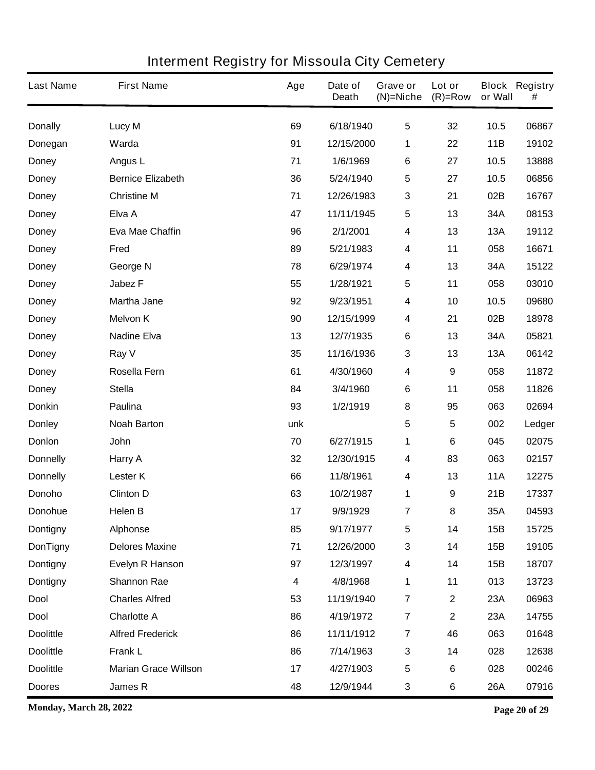# Interment Registry for Missoula City Cemetery

| Last Name | First Name | Age | Date of Death | Grave or (N)=Niche | Lot or (R)=Row | Block or Wall | Registry # |
|---|---|---|---|---|---|---|---|
| Donally | Lucy M | 69 | 6/18/1940 | 5 | 32 | 10.5 | 06867 |
| Donegan | Warda | 91 | 12/15/2000 | 1 | 22 | 11B | 19102 |
| Doney | Angus L | 71 | 1/6/1969 | 6 | 27 | 10.5 | 13888 |
| Doney | Bernice Elizabeth | 36 | 5/24/1940 | 5 | 27 | 10.5 | 06856 |
| Doney | Christine M | 71 | 12/26/1983 | 3 | 21 | 02B | 16767 |
| Doney | Elva A | 47 | 11/11/1945 | 5 | 13 | 34A | 08153 |
| Doney | Eva Mae Chaffin | 96 | 2/1/2001 | 4 | 13 | 13A | 19112 |
| Doney | Fred | 89 | 5/21/1983 | 4 | 11 | 058 | 16671 |
| Doney | George N | 78 | 6/29/1974 | 4 | 13 | 34A | 15122 |
| Doney | Jabez F | 55 | 1/28/1921 | 5 | 11 | 058 | 03010 |
| Doney | Martha Jane | 92 | 9/23/1951 | 4 | 10 | 10.5 | 09680 |
| Doney | Melvon K | 90 | 12/15/1999 | 4 | 21 | 02B | 18978 |
| Doney | Nadine Elva | 13 | 12/7/1935 | 6 | 13 | 34A | 05821 |
| Doney | Ray V | 35 | 11/16/1936 | 3 | 13 | 13A | 06142 |
| Doney | Rosella Fern | 61 | 4/30/1960 | 4 | 9 | 058 | 11872 |
| Doney | Stella | 84 | 3/4/1960 | 6 | 11 | 058 | 11826 |
| Donkin | Paulina | 93 | 1/2/1919 | 8 | 95 | 063 | 02694 |
| Donley | Noah Barton | unk | | 5 | 5 | 002 | Ledger |
| Donlon | John | 70 | 6/27/1915 | 1 | 6 | 045 | 02075 |
| Donnelly | Harry A | 32 | 12/30/1915 | 4 | 83 | 063 | 02157 |
| Donnelly | Lester K | 66 | 11/8/1961 | 4 | 13 | 11A | 12275 |
| Donoho | Clinton D | 63 | 10/2/1987 | 1 | 9 | 21B | 17337 |
| Donohue | Helen B | 17 | 9/9/1929 | 7 | 8 | 35A | 04593 |
| Dontigny | Alphonse | 85 | 9/17/1977 | 5 | 14 | 15B | 15725 |
| DonTigny | Delores Maxine | 71 | 12/26/2000 | 3 | 14 | 15B | 19105 |
| Dontigny | Evelyn R Hanson | 97 | 12/3/1997 | 4 | 14 | 15B | 18707 |
| Dontigny | Shannon Rae | 4 | 4/8/1968 | 1 | 11 | 013 | 13723 |
| Dool | Charles Alfred | 53 | 11/19/1940 | 7 | 2 | 23A | 06963 |
| Dool | Charlotte A | 86 | 4/19/1972 | 7 | 2 | 23A | 14755 |
| Doolittle | Alfred Frederick | 86 | 11/11/1912 | 7 | 46 | 063 | 01648 |
| Doolittle | Frank L | 86 | 7/14/1963 | 3 | 14 | 028 | 12638 |
| Doolittle | Marian Grace Willson | 17 | 4/27/1903 | 5 | 6 | 028 | 00246 |
| Doores | James R | 48 | 12/9/1944 | 3 | 6 | 26A | 07916 |

**Monday, March 28, 2022**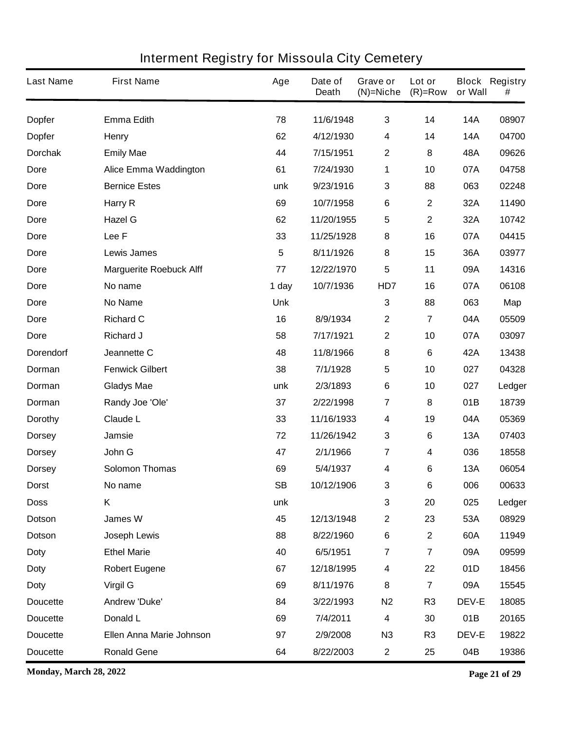# Interment Registry for Missoula City Cemetery

| Last Name | First Name | Age | Date of Death | Grave or (N)=Niche | Lot or (R)=Row | Block or Wall | Registry # |
|---|---|---|---|---|---|---|---|
| Dopfer | Emma Edith | 78 | 11/6/1948 | 3 | 14 | 14A | 08907 |
| Dopfer | Henry | 62 | 4/12/1930 | 4 | 14 | 14A | 04700 |
| Dorchak | Emily Mae | 44 | 7/15/1951 | 2 | 8 | 48A | 09626 |
| Dore | Alice Emma Waddington | 61 | 7/24/1930 | 1 | 10 | 07A | 04758 |
| Dore | Bernice Estes | unk | 9/23/1916 | 3 | 88 | 063 | 02248 |
| Dore | Harry R | 69 | 10/7/1958 | 6 | 2 | 32A | 11490 |
| Dore | Hazel G | 62 | 11/20/1955 | 5 | 2 | 32A | 10742 |
| Dore | Lee F | 33 | 11/25/1928 | 8 | 16 | 07A | 04415 |
| Dore | Lewis James | 5 | 8/11/1926 | 8 | 15 | 36A | 03977 |
| Dore | Marguerite Roebuck Alff | 77 | 12/22/1970 | 5 | 11 | 09A | 14316 |
| Dore | No name | 1 day | 10/7/1936 | HD7 | 16 | 07A | 06108 |
| Dore | No Name | Unk | | 3 | 88 | 063 | Map |
| Dore | Richard C | 16 | 8/9/1934 | 2 | 7 | 04A | 05509 |
| Dore | Richard J | 58 | 7/17/1921 | 2 | 10 | 07A | 03097 |
| Dorendorf | Jeannette C | 48 | 11/8/1966 | 8 | 6 | 42A | 13438 |
| Dorman | Fenwick Gilbert | 38 | 7/1/1928 | 5 | 10 | 027 | 04328 |
| Dorman | Gladys Mae | unk | 2/3/1893 | 6 | 10 | 027 | Ledger |
| Dorman | Randy Joe 'Ole' | 37 | 2/22/1998 | 7 | 8 | 01B | 18739 |
| Dorothy | Claude L | 33 | 11/16/1933 | 4 | 19 | 04A | 05369 |
| Dorsey | Jamsie | 72 | 11/26/1942 | 3 | 6 | 13A | 07403 |
| Dorsey | John G | 47 | 2/1/1966 | 7 | 4 | 036 | 18558 |
| Dorsey | Solomon Thomas | 69 | 5/4/1937 | 4 | 6 | 13A | 06054 |
| Dorst | No name | SB | 10/12/1906 | 3 | 6 | 006 | 00633 |
| Doss | K | unk | | 3 | 20 | 025 | Ledger |
| Dotson | James W | 45 | 12/13/1948 | 2 | 23 | 53A | 08929 |
| Dotson | Joseph Lewis | 88 | 8/22/1960 | 6 | 2 | 60A | 11949 |
| Doty | Ethel Marie | 40 | 6/5/1951 | 7 | 7 | 09A | 09599 |
| Doty | Robert Eugene | 67 | 12/18/1995 | 4 | 22 | 01D | 18456 |
| Doty | Virgil G | 69 | 8/11/1976 | 8 | 7 | 09A | 15545 |
| Doucette | Andrew 'Duke' | 84 | 3/22/1993 | N2 | R3 | DEV-E | 18085 |
| Doucette | Donald L | 69 | 7/4/2011 | 4 | 30 | 01B | 20165 |
| Doucette | Ellen Anna Marie Johnson | 97 | 2/9/2008 | N3 | R3 | DEV-E | 19822 |
| Doucette | Ronald Gene | 64 | 8/22/2003 | 2 | 25 | 04B | 19386 |

**Monday, March 28, 2022**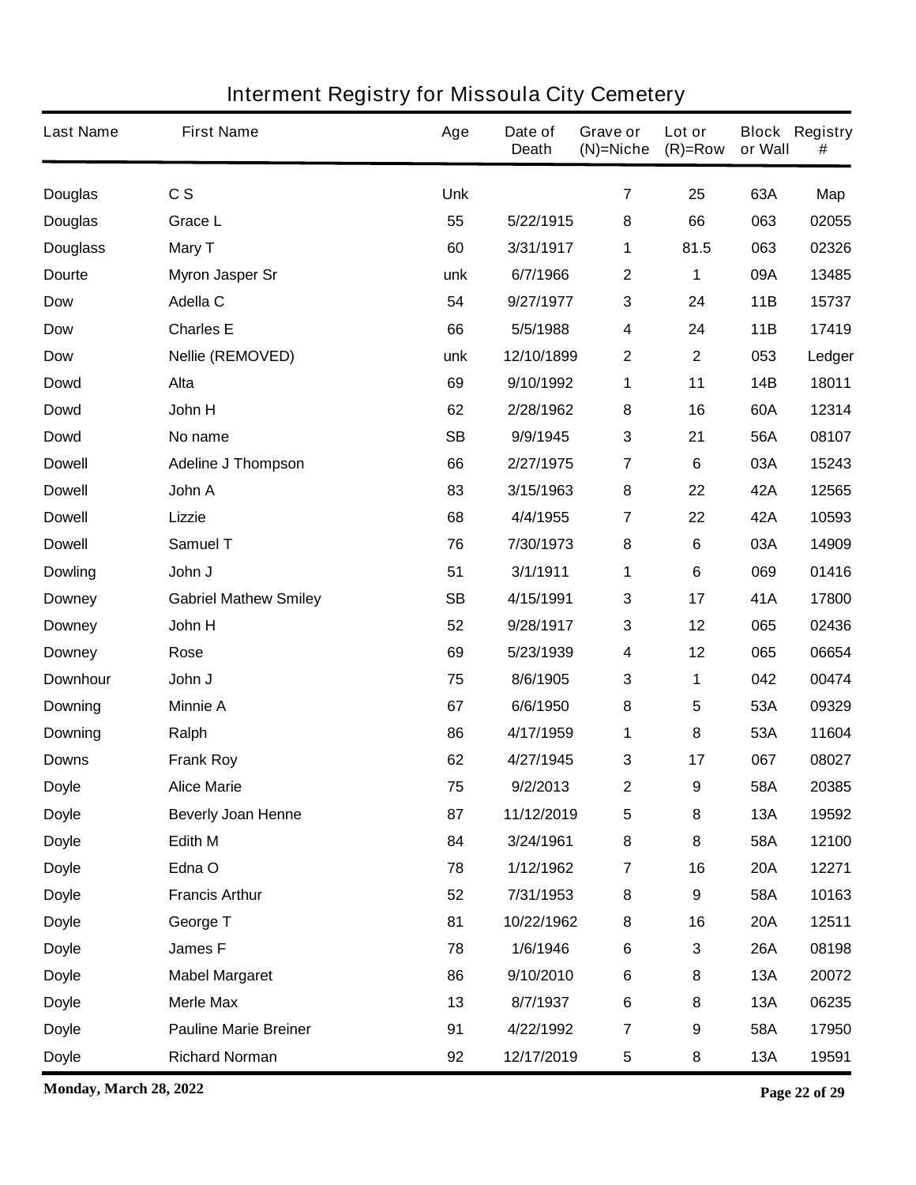# Interment Registry for Missoula City Cemetery

| Last Name | First Name | Age | Date of Death | Grave or (N)=Niche | Lot or (R)=Row | Block or Wall | Registry # |
|---|---|---|---|---|---|---|---|
| Douglas | C S | Unk | | 7 | 25 | 63A | Map |
| Douglas | Grace L | 55 | 5/22/1915 | 8 | 66 | 063 | 02055 |
| Douglass | Mary T | 60 | 3/31/1917 | 1 | 81.5 | 063 | 02326 |
| Dourte | Myron Jasper Sr | unk | 6/7/1966 | 2 | 1 | 09A | 13485 |
| Dow | Adella C | 54 | 9/27/1977 | 3 | 24 | 11B | 15737 |
| Dow | Charles E | 66 | 5/5/1988 | 4 | 24 | 11B | 17419 |
| Dow | Nellie (REMOVED) | unk | 12/10/1899 | 2 | 2 | 053 | Ledger |
| Dowd | Alta | 69 | 9/10/1992 | 1 | 11 | 14B | 18011 |
| Dowd | John H | 62 | 2/28/1962 | 8 | 16 | 60A | 12314 |
| Dowd | No name | SB | 9/9/1945 | 3 | 21 | 56A | 08107 |
| Dowell | Adeline J Thompson | 66 | 2/27/1975 | 7 | 6 | 03A | 15243 |
| Dowell | John A | 83 | 3/15/1963 | 8 | 22 | 42A | 12565 |
| Dowell | Lizzie | 68 | 4/4/1955 | 7 | 22 | 42A | 10593 |
| Dowell | Samuel T | 76 | 7/30/1973 | 8 | 6 | 03A | 14909 |
| Dowling | John J | 51 | 3/1/1911 | 1 | 6 | 069 | 01416 |
| Downey | Gabriel Mathew Smiley | SB | 4/15/1991 | 3 | 17 | 41A | 17800 |
| Downey | John H | 52 | 9/28/1917 | 3 | 12 | 065 | 02436 |
| Downey | Rose | 69 | 5/23/1939 | 4 | 12 | 065 | 06654 |
| Downhour | John J | 75 | 8/6/1905 | 3 | 1 | 042 | 00474 |
| Downing | Minnie A | 67 | 6/6/1950 | 8 | 5 | 53A | 09329 |
| Downing | Ralph | 86 | 4/17/1959 | 1 | 8 | 53A | 11604 |
| Downs | Frank Roy | 62 | 4/27/1945 | 3 | 17 | 067 | 08027 |
| Doyle | Alice Marie | 75 | 9/2/2013 | 2 | 9 | 58A | 20385 |
| Doyle | Beverly Joan Henne | 87 | 11/12/2019 | 5 | 8 | 13A | 19592 |
| Doyle | Edith M | 84 | 3/24/1961 | 8 | 8 | 58A | 12100 |
| Doyle | Edna O | 78 | 1/12/1962 | 7 | 16 | 20A | 12271 |
| Doyle | Francis Arthur | 52 | 7/31/1953 | 8 | 9 | 58A | 10163 |
| Doyle | George T | 81 | 10/22/1962 | 8 | 16 | 20A | 12511 |
| Doyle | James F | 78 | 1/6/1946 | 6 | 3 | 26A | 08198 |
| Doyle | Mabel Margaret | 86 | 9/10/2010 | 6 | 8 | 13A | 20072 |
| Doyle | Merle Max | 13 | 8/7/1937 | 6 | 8 | 13A | 06235 |
| Doyle | Pauline Marie Breiner | 91 | 4/22/1992 | 7 | 9 | 58A | 17950 |
| Doyle | Richard Norman | 92 | 12/17/2019 | 5 | 8 | 13A | 19591 |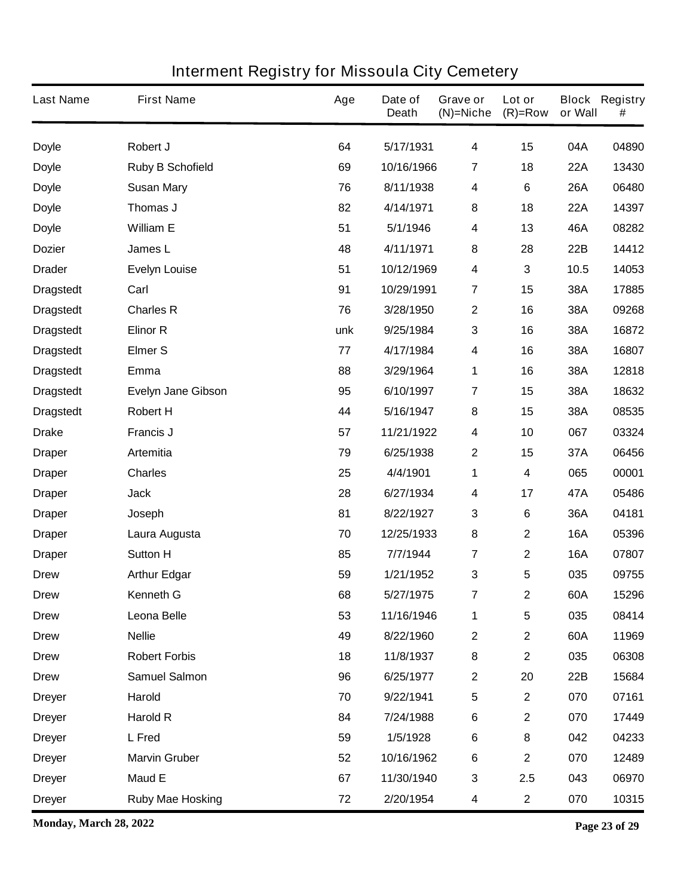# Interment Registry for Missoula City Cemetery

| Last Name | First Name | Age | Date of Death | Grave or (N)=Niche | Lot or (R)=Row | Block or Wall | Registry # |
|---|---|---|---|---|---|---|---|
| Doyle | Robert J | 64 | 5/17/1931 | 4 | 15 | 04A | 04890 |
| Doyle | Ruby B Schofield | 69 | 10/16/1966 | 7 | 18 | 22A | 13430 |
| Doyle | Susan Mary | 76 | 8/11/1938 | 4 | 6 | 26A | 06480 |
| Doyle | Thomas J | 82 | 4/14/1971 | 8 | 18 | 22A | 14397 |
| Doyle | William E | 51 | 5/1/1946 | 4 | 13 | 46A | 08282 |
| Dozier | James L | 48 | 4/11/1971 | 8 | 28 | 22B | 14412 |
| Drader | Evelyn Louise | 51 | 10/12/1969 | 4 | 3 | 10.5 | 14053 |
| Dragstedt | Carl | 91 | 10/29/1991 | 7 | 15 | 38A | 17885 |
| Dragstedt | Charles R | 76 | 3/28/1950 | 2 | 16 | 38A | 09268 |
| Dragstedt | Elinor R | unk | 9/25/1984 | 3 | 16 | 38A | 16872 |
| Dragstedt | Elmer S | 77 | 4/17/1984 | 4 | 16 | 38A | 16807 |
| Dragstedt | Emma | 88 | 3/29/1964 | 1 | 16 | 38A | 12818 |
| Dragstedt | Evelyn Jane Gibson | 95 | 6/10/1997 | 7 | 15 | 38A | 18632 |
| Dragstedt | Robert H | 44 | 5/16/1947 | 8 | 15 | 38A | 08535 |
| Drake | Francis J | 57 | 11/21/1922 | 4 | 10 | 067 | 03324 |
| Draper | Artemitia | 79 | 6/25/1938 | 2 | 15 | 37A | 06456 |
| Draper | Charles | 25 | 4/4/1901 | 1 | 4 | 065 | 00001 |
| Draper | Jack | 28 | 6/27/1934 | 4 | 17 | 47A | 05486 |
| Draper | Joseph | 81 | 8/22/1927 | 3 | 6 | 36A | 04181 |
| Draper | Laura Augusta | 70 | 12/25/1933 | 8 | 2 | 16A | 05396 |
| Draper | Sutton H | 85 | 7/7/1944 | 7 | 2 | 16A | 07807 |
| Drew | Arthur Edgar | 59 | 1/21/1952 | 3 | 5 | 035 | 09755 |
| Drew | Kenneth G | 68 | 5/27/1975 | 7 | 2 | 60A | 15296 |
| Drew | Leona Belle | 53 | 11/16/1946 | 1 | 5 | 035 | 08414 |
| Drew | Nellie | 49 | 8/22/1960 | 2 | 2 | 60A | 11969 |
| Drew | Robert Forbis | 18 | 11/8/1937 | 8 | 2 | 035 | 06308 |
| Drew | Samuel Salmon | 96 | 6/25/1977 | 2 | 20 | 22B | 15684 |
| Dreyer | Harold | 70 | 9/22/1941 | 5 | 2 | 070 | 07161 |
| Dreyer | Harold R | 84 | 7/24/1988 | 6 | 2 | 070 | 17449 |
| Dreyer | L Fred | 59 | 1/5/1928 | 6 | 8 | 042 | 04233 |
| Dreyer | Marvin Gruber | 52 | 10/16/1962 | 6 | 2 | 070 | 12489 |
| Dreyer | Maud E | 67 | 11/30/1940 | 3 | 2.5 | 043 | 06970 |
| Dreyer | Ruby Mae Hosking | 72 | 2/20/1954 | 4 | 2 | 070 | 10315 |

**Monday, March 28, 2022**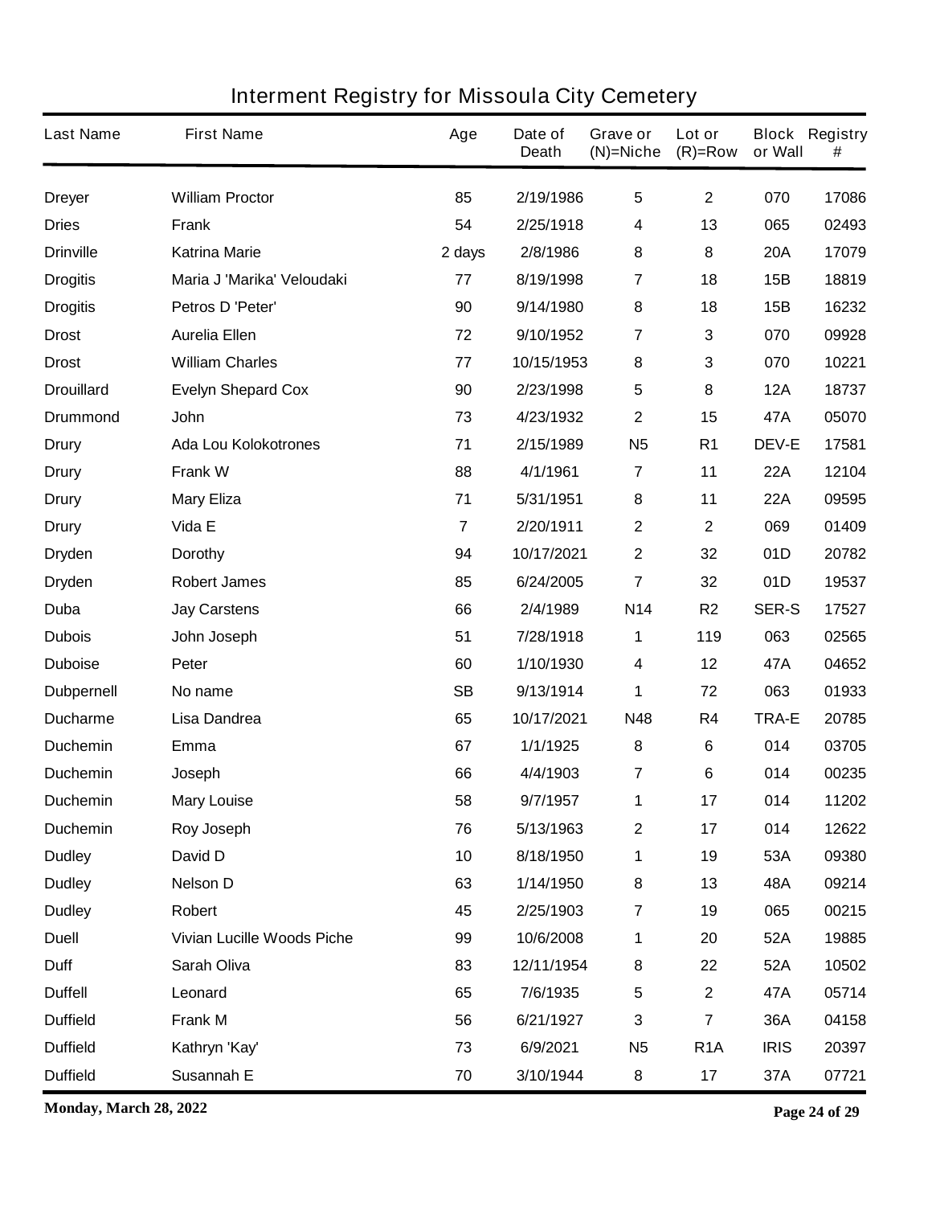# Interment Registry for Missoula City Cemetery

| Last Name | First Name | Age | Date of Death | Grave or (N)=Niche | Lot or (R)=Row | Block or Wall | Registry # |
|---|---|---|---|---|---|---|---|
| Dreyer | William Proctor | 85 | 2/19/1986 | 5 | 2 | 070 | 17086 |
| Dries | Frank | 54 | 2/25/1918 | 4 | 13 | 065 | 02493 |
| Drinville | Katrina Marie | 2 days | 2/8/1986 | 8 | 8 | 20A | 17079 |
| Drogitis | Maria J 'Marika' Veloudaki | 77 | 8/19/1998 | 7 | 18 | 15B | 18819 |
| Drogitis | Petros D 'Peter' | 90 | 9/14/1980 | 8 | 18 | 15B | 16232 |
| Drost | Aurelia Ellen | 72 | 9/10/1952 | 7 | 3 | 070 | 09928 |
| Drost | William Charles | 77 | 10/15/1953 | 8 | 3 | 070 | 10221 |
| Drouillard | Evelyn Shepard Cox | 90 | 2/23/1998 | 5 | 8 | 12A | 18737 |
| Drummond | John | 73 | 4/23/1932 | 2 | 15 | 47A | 05070 |
| Drury | Ada Lou Kolokotrones | 71 | 2/15/1989 | N5 | R1 | DEV-E | 17581 |
| Drury | Frank W | 88 | 4/1/1961 | 7 | 11 | 22A | 12104 |
| Drury | Mary Eliza | 71 | 5/31/1951 | 8 | 11 | 22A | 09595 |
| Drury | Vida E | 7 | 2/20/1911 | 2 | 2 | 069 | 01409 |
| Dryden | Dorothy | 94 | 10/17/2021 | 2 | 32 | 01D | 20782 |
| Dryden | Robert James | 85 | 6/24/2005 | 7 | 32 | 01D | 19537 |
| Duba | Jay Carstens | 66 | 2/4/1989 | N14 | R2 | SER-S | 17527 |
| Dubois | John Joseph | 51 | 7/28/1918 | 1 | 119 | 063 | 02565 |
| Duboise | Peter | 60 | 1/10/1930 | 4 | 12 | 47A | 04652 |
| Dubpernell | No name | SB | 9/13/1914 | 1 | 72 | 063 | 01933 |
| Ducharme | Lisa Dandrea | 65 | 10/17/2021 | N48 | R4 | TRA-E | 20785 |
| Duchemin | Emma | 67 | 1/1/1925 | 8 | 6 | 014 | 03705 |
| Duchemin | Joseph | 66 | 4/4/1903 | 7 | 6 | 014 | 00235 |
| Duchemin | Mary Louise | 58 | 9/7/1957 | 1 | 17 | 014 | 11202 |
| Duchemin | Roy Joseph | 76 | 5/13/1963 | 2 | 17 | 014 | 12622 |
| Dudley | David D | 10 | 8/18/1950 | 1 | 19 | 53A | 09380 |
| Dudley | Nelson D | 63 | 1/14/1950 | 8 | 13 | 48A | 09214 |
| Dudley | Robert | 45 | 2/25/1903 | 7 | 19 | 065 | 00215 |
| Duell | Vivian Lucille Woods Piche | 99 | 10/6/2008 | 1 | 20 | 52A | 19885 |
| Duff | Sarah Oliva | 83 | 12/11/1954 | 8 | 22 | 52A | 10502 |
| Duffell | Leonard | 65 | 7/6/1935 | 5 | 2 | 47A | 05714 |
| Duffield | Frank M | 56 | 6/21/1927 | 3 | 7 | 36A | 04158 |
| Duffield | Kathryn 'Kay' | 73 | 6/9/2021 | N5 | R1A | IRIS | 20397 |
| Duffield | Susannah E | 70 | 3/10/1944 | 8 | 17 | 37A | 07721 |

**Monday, March 28, 2022**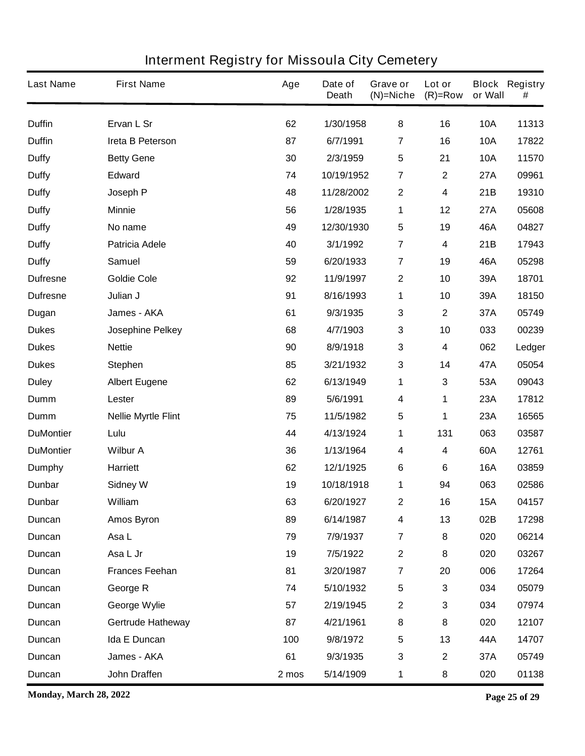# Interment Registry for Missoula City Cemetery

| Last Name | First Name | Age | Date of Death | Grave or (N)=Niche | Lot or (R)=Row | Block or Wall | Registry # |
|---|---|---|---|---|---|---|---|
| Duffin | Ervan L Sr | 62 | 1/30/1958 | 8 | 16 | 10A | 11313 |
| Duffin | Ireta B Peterson | 87 | 6/7/1991 | 7 | 16 | 10A | 17822 |
| Duffy | Betty Gene | 30 | 2/3/1959 | 5 | 21 | 10A | 11570 |
| Duffy | Edward | 74 | 10/19/1952 | 7 | 2 | 27A | 09961 |
| Duffy | Joseph P | 48 | 11/28/2002 | 2 | 4 | 21B | 19310 |
| Duffy | Minnie | 56 | 1/28/1935 | 1 | 12 | 27A | 05608 |
| Duffy | No name | 49 | 12/30/1930 | 5 | 19 | 46A | 04827 |
| Duffy | Patricia Adele | 40 | 3/1/1992 | 7 | 4 | 21B | 17943 |
| Duffy | Samuel | 59 | 6/20/1933 | 7 | 19 | 46A | 05298 |
| Dufresne | Goldie Cole | 92 | 11/9/1997 | 2 | 10 | 39A | 18701 |
| Dufresne | Julian J | 91 | 8/16/1993 | 1 | 10 | 39A | 18150 |
| Dugan | James - AKA | 61 | 9/3/1935 | 3 | 2 | 37A | 05749 |
| Dukes | Josephine Pelkey | 68 | 4/7/1903 | 3 | 10 | 033 | 00239 |
| Dukes | Nettie | 90 | 8/9/1918 | 3 | 4 | 062 | Ledger |
| Dukes | Stephen | 85 | 3/21/1932 | 3 | 14 | 47A | 05054 |
| Duley | Albert Eugene | 62 | 6/13/1949 | 1 | 3 | 53A | 09043 |
| Dumm | Lester | 89 | 5/6/1991 | 4 | 1 | 23A | 17812 |
| Dumm | Nellie Myrtle Flint | 75 | 11/5/1982 | 5 | 1 | 23A | 16565 |
| DuMontier | Lulu | 44 | 4/13/1924 | 1 | 131 | 063 | 03587 |
| DuMontier | Wilbur A | 36 | 1/13/1964 | 4 | 4 | 60A | 12761 |
| Dumphy | Harriett | 62 | 12/1/1925 | 6 | 6 | 16A | 03859 |
| Dunbar | Sidney W | 19 | 10/18/1918 | 1 | 94 | 063 | 02586 |
| Dunbar | William | 63 | 6/20/1927 | 2 | 16 | 15A | 04157 |
| Duncan | Amos Byron | 89 | 6/14/1987 | 4 | 13 | 02B | 17298 |
| Duncan | Asa L | 79 | 7/9/1937 | 7 | 8 | 020 | 06214 |
| Duncan | Asa L Jr | 19 | 7/5/1922 | 2 | 8 | 020 | 03267 |
| Duncan | Frances Feehan | 81 | 3/20/1987 | 7 | 20 | 006 | 17264 |
| Duncan | George R | 74 | 5/10/1932 | 5 | 3 | 034 | 05079 |
| Duncan | George Wylie | 57 | 2/19/1945 | 2 | 3 | 034 | 07974 |
| Duncan | Gertrude Hatheway | 87 | 4/21/1961 | 8 | 8 | 020 | 12107 |
| Duncan | Ida E Duncan | 100 | 9/8/1972 | 5 | 13 | 44A | 14707 |
| Duncan | James - AKA | 61 | 9/3/1935 | 3 | 2 | 37A | 05749 |
| Duncan | John Draffen | 2 mos | 5/14/1909 | 1 | 8 | 020 | 01138 |

**Monday, March 28, 2022**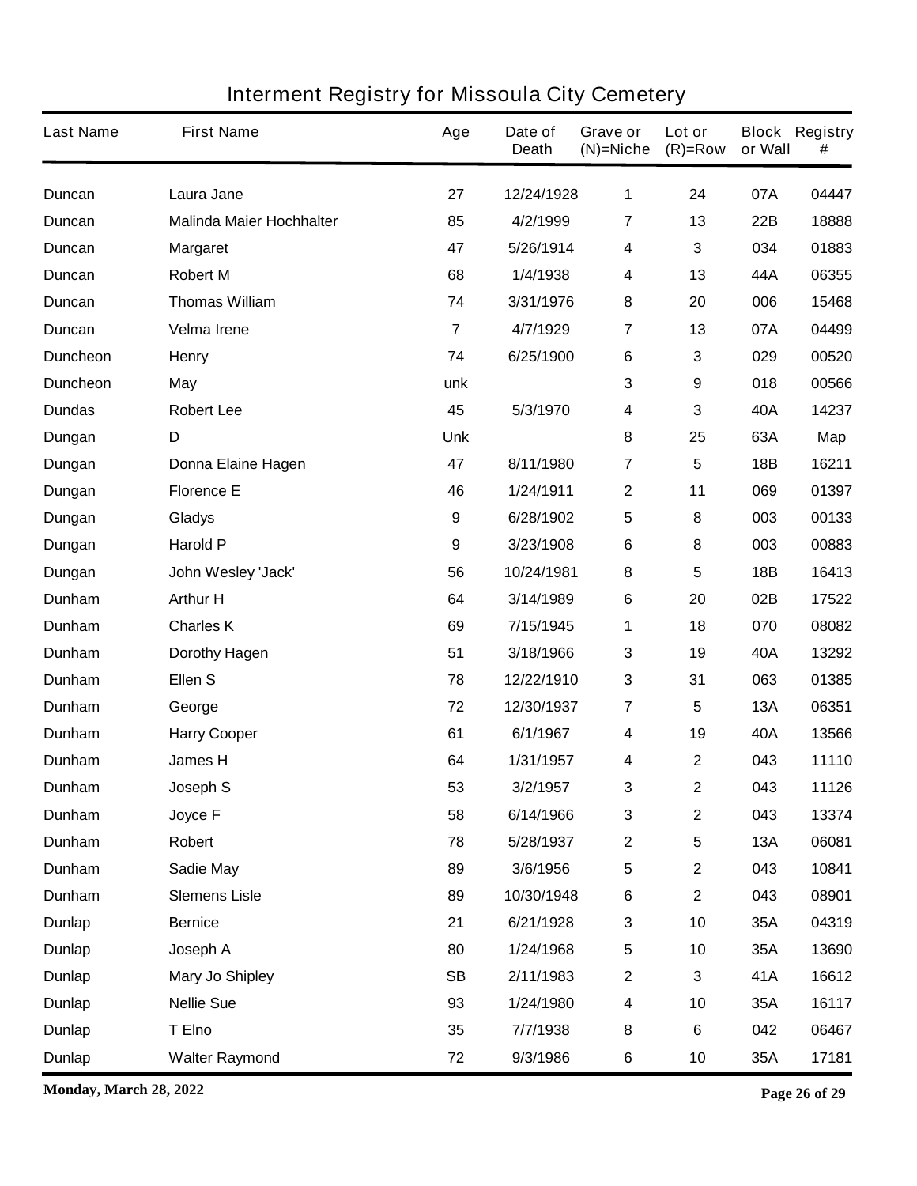# Interment Registry for Missoula City Cemetery

| Last Name | First Name | Age | Date of Death | Grave or (N)=Niche | Lot or (R)=Row | Block or Wall | Registry # |
|---|---|---|---|---|---|---|---|
| Duncan | Laura Jane | 27 | 12/24/1928 | 1 | 24 | 07A | 04447 |
| Duncan | Malinda Maier Hochhalter | 85 | 4/2/1999 | 7 | 13 | 22B | 18888 |
| Duncan | Margaret | 47 | 5/26/1914 | 4 | 3 | 034 | 01883 |
| Duncan | Robert M | 68 | 1/4/1938 | 4 | 13 | 44A | 06355 |
| Duncan | Thomas William | 74 | 3/31/1976 | 8 | 20 | 006 | 15468 |
| Duncan | Velma Irene | 7 | 4/7/1929 | 7 | 13 | 07A | 04499 |
| Duncheon | Henry | 74 | 6/25/1900 | 6 | 3 | 029 | 00520 |
| Duncheon | May | unk | | 3 | 9 | 018 | 00566 |
| Dundas | Robert Lee | 45 | 5/3/1970 | 4 | 3 | 40A | 14237 |
| Dungan | D | Unk | | 8 | 25 | 63A | Map |
| Dungan | Donna Elaine Hagen | 47 | 8/11/1980 | 7 | 5 | 18B | 16211 |
| Dungan | Florence E | 46 | 1/24/1911 | 2 | 11 | 069 | 01397 |
| Dungan | Gladys | 9 | 6/28/1902 | 5 | 8 | 003 | 00133 |
| Dungan | Harold P | 9 | 3/23/1908 | 6 | 8 | 003 | 00883 |
| Dungan | John Wesley 'Jack' | 56 | 10/24/1981 | 8 | 5 | 18B | 16413 |
| Dunham | Arthur H | 64 | 3/14/1989 | 6 | 20 | 02B | 17522 |
| Dunham | Charles K | 69 | 7/15/1945 | 1 | 18 | 070 | 08082 |
| Dunham | Dorothy Hagen | 51 | 3/18/1966 | 3 | 19 | 40A | 13292 |
| Dunham | Ellen S | 78 | 12/22/1910 | 3 | 31 | 063 | 01385 |
| Dunham | George | 72 | 12/30/1937 | 7 | 5 | 13A | 06351 |
| Dunham | Harry Cooper | 61 | 6/1/1967 | 4 | 19 | 40A | 13566 |
| Dunham | James H | 64 | 1/31/1957 | 4 | 2 | 043 | 11110 |
| Dunham | Joseph S | 53 | 3/2/1957 | 3 | 2 | 043 | 11126 |
| Dunham | Joyce F | 58 | 6/14/1966 | 3 | 2 | 043 | 13374 |
| Dunham | Robert | 78 | 5/28/1937 | 2 | 5 | 13A | 06081 |
| Dunham | Sadie May | 89 | 3/6/1956 | 5 | 2 | 043 | 10841 |
| Dunham | Slemens Lisle | 89 | 10/30/1948 | 6 | 2 | 043 | 08901 |
| Dunlap | Bernice | 21 | 6/21/1928 | 3 | 10 | 35A | 04319 |
| Dunlap | Joseph A | 80 | 1/24/1968 | 5 | 10 | 35A | 13690 |
| Dunlap | Mary Jo Shipley | SB | 2/11/1983 | 2 | 3 | 41A | 16612 |
| Dunlap | Nellie Sue | 93 | 1/24/1980 | 4 | 10 | 35A | 16117 |
| Dunlap | T Elno | 35 | 7/7/1938 | 8 | 6 | 042 | 06467 |
| Dunlap | Walter Raymond | 72 | 9/3/1986 | 6 | 10 | 35A | 17181 |

**Monday, March 28, 2022**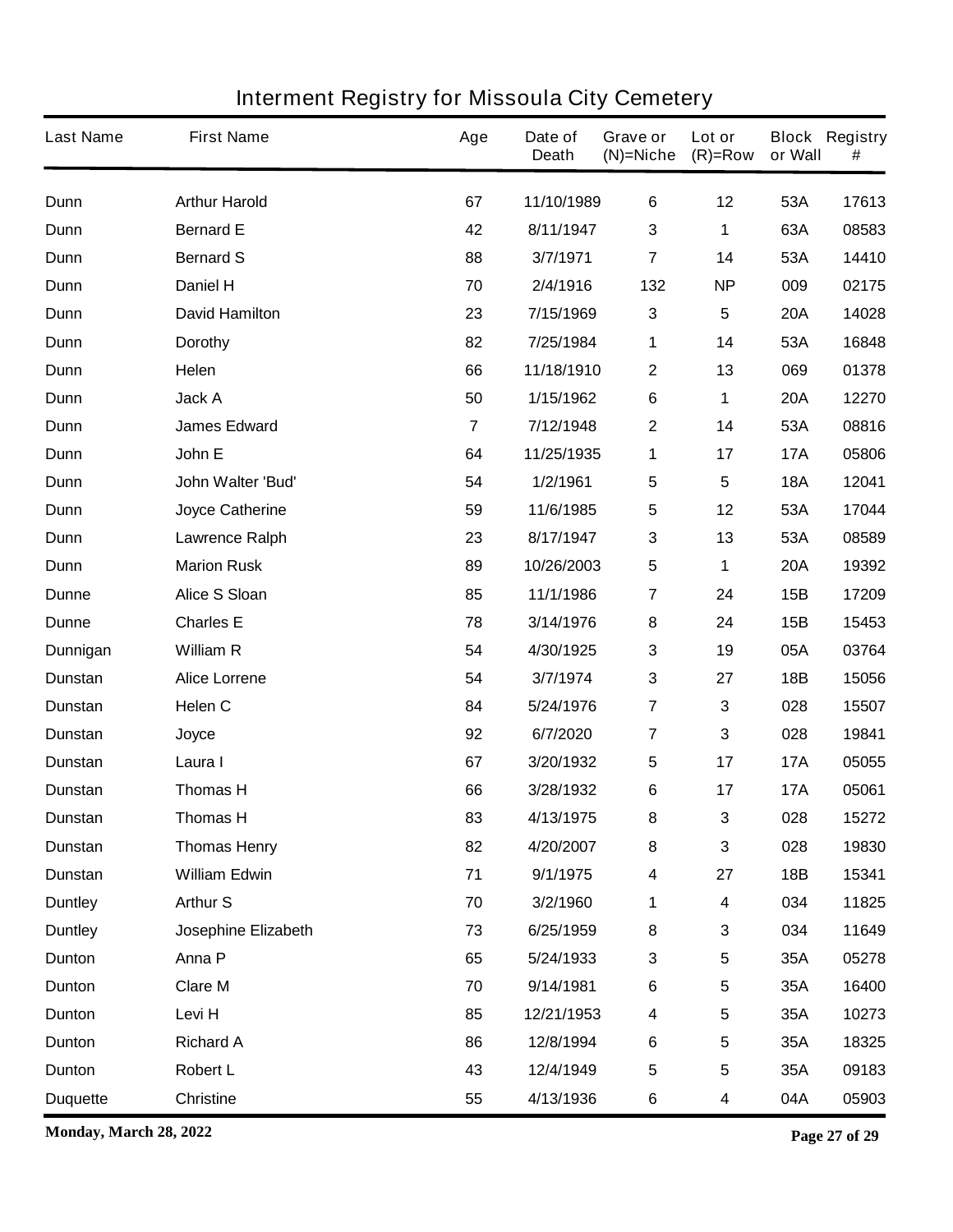# Interment Registry for Missoula City Cemetery

| Last Name | First Name | Age | Date of Death | Grave or (N)=Niche | Lot or (R)=Row | Block or Wall | Registry # |
|---|---|---|---|---|---|---|---|
| Dunn | Arthur Harold | 67 | 11/10/1989 | 6 | 12 | 53A | 17613 |
| Dunn | Bernard E | 42 | 8/11/1947 | 3 | 1 | 63A | 08583 |
| Dunn | Bernard S | 88 | 3/7/1971 | 7 | 14 | 53A | 14410 |
| Dunn | Daniel H | 70 | 2/4/1916 | 132 | NP | 009 | 02175 |
| Dunn | David Hamilton | 23 | 7/15/1969 | 3 | 5 | 20A | 14028 |
| Dunn | Dorothy | 82 | 7/25/1984 | 1 | 14 | 53A | 16848 |
| Dunn | Helen | 66 | 11/18/1910 | 2 | 13 | 069 | 01378 |
| Dunn | Jack A | 50 | 1/15/1962 | 6 | 1 | 20A | 12270 |
| Dunn | James Edward | 7 | 7/12/1948 | 2 | 14 | 53A | 08816 |
| Dunn | John E | 64 | 11/25/1935 | 1 | 17 | 17A | 05806 |
| Dunn | John Walter 'Bud' | 54 | 1/2/1961 | 5 | 5 | 18A | 12041 |
| Dunn | Joyce Catherine | 59 | 11/6/1985 | 5 | 12 | 53A | 17044 |
| Dunn | Lawrence Ralph | 23 | 8/17/1947 | 3 | 13 | 53A | 08589 |
| Dunn | Marion Rusk | 89 | 10/26/2003 | 5 | 1 | 20A | 19392 |
| Dunne | Alice S Sloan | 85 | 11/1/1986 | 7 | 24 | 15B | 17209 |
| Dunne | Charles E | 78 | 3/14/1976 | 8 | 24 | 15B | 15453 |
| Dunnigan | William R | 54 | 4/30/1925 | 3 | 19 | 05A | 03764 |
| Dunstan | Alice Lorrene | 54 | 3/7/1974 | 3 | 27 | 18B | 15056 |
| Dunstan | Helen C | 84 | 5/24/1976 | 7 | 3 | 028 | 15507 |
| Dunstan | Joyce | 92 | 6/7/2020 | 7 | 3 | 028 | 19841 |
| Dunstan | Laura I | 67 | 3/20/1932 | 5 | 17 | 17A | 05055 |
| Dunstan | Thomas H | 66 | 3/28/1932 | 6 | 17 | 17A | 05061 |
| Dunstan | Thomas H | 83 | 4/13/1975 | 8 | 3 | 028 | 15272 |
| Dunstan | Thomas Henry | 82 | 4/20/2007 | 8 | 3 | 028 | 19830 |
| Dunstan | William Edwin | 71 | 9/1/1975 | 4 | 27 | 18B | 15341 |
| Duntley | Arthur S | 70 | 3/2/1960 | 1 | 4 | 034 | 11825 |
| Duntley | Josephine Elizabeth | 73 | 6/25/1959 | 8 | 3 | 034 | 11649 |
| Dunton | Anna P | 65 | 5/24/1933 | 3 | 5 | 35A | 05278 |
| Dunton | Clare M | 70 | 9/14/1981 | 6 | 5 | 35A | 16400 |
| Dunton | Levi H | 85 | 12/21/1953 | 4 | 5 | 35A | 10273 |
| Dunton | Richard A | 86 | 12/8/1994 | 6 | 5 | 35A | 18325 |
| Dunton | Robert L | 43 | 12/4/1949 | 5 | 5 | 35A | 09183 |
| Duquette | Christine | 55 | 4/13/1936 | 6 | 4 | 04A | 05903 |

**Monday, March 28, 2022**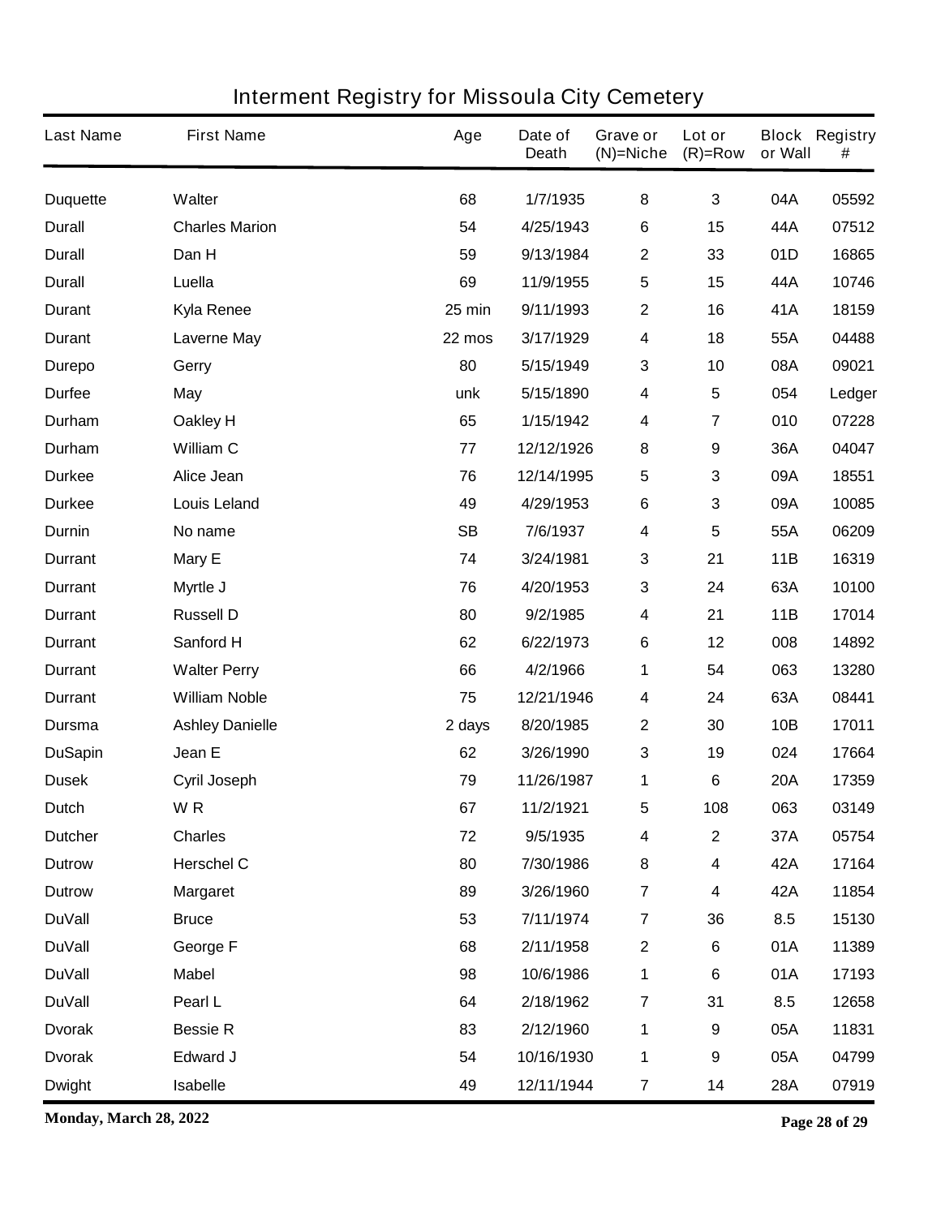## Interment Registry for Missoula City Cemetery

| Last Name | First Name | Age | Date of Death | Grave or (N)=Niche | Lot or (R)=Row | Block or Wall | Registry # |
|---|---|---|---|---|---|---|---|
| Duquette | Walter | 68 | 1/7/1935 | 8 | 3 | 04A | 05592 |
| Durall | Charles Marion | 54 | 4/25/1943 | 6 | 15 | 44A | 07512 |
| Durall | Dan H | 59 | 9/13/1984 | 2 | 33 | 01D | 16865 |
| Durall | Luella | 69 | 11/9/1955 | 5 | 15 | 44A | 10746 |
| Durant | Kyla Renee | 25 min | 9/11/1993 | 2 | 16 | 41A | 18159 |
| Durant | Laverne May | 22 mos | 3/17/1929 | 4 | 18 | 55A | 04488 |
| Durepo | Gerry | 80 | 5/15/1949 | 3 | 10 | 08A | 09021 |
| Durfee | May | unk | 5/15/1890 | 4 | 5 | 054 | Ledger |
| Durham | Oakley H | 65 | 1/15/1942 | 4 | 7 | 010 | 07228 |
| Durham | William C | 77 | 12/12/1926 | 8 | 9 | 36A | 04047 |
| Durkee | Alice Jean | 76 | 12/14/1995 | 5 | 3 | 09A | 18551 |
| Durkee | Louis Leland | 49 | 4/29/1953 | 6 | 3 | 09A | 10085 |
| Durnin | No name | SB | 7/6/1937 | 4 | 5 | 55A | 06209 |
| Durrant | Mary E | 74 | 3/24/1981 | 3 | 21 | 11B | 16319 |
| Durrant | Myrtle J | 76 | 4/20/1953 | 3 | 24 | 63A | 10100 |
| Durrant | Russell D | 80 | 9/2/1985 | 4 | 21 | 11B | 17014 |
| Durrant | Sanford H | 62 | 6/22/1973 | 6 | 12 | 008 | 14892 |
| Durrant | Walter Perry | 66 | 4/2/1966 | 1 | 54 | 063 | 13280 |
| Durrant | William Noble | 75 | 12/21/1946 | 4 | 24 | 63A | 08441 |
| Dursma | Ashley Danielle | 2 days | 8/20/1985 | 2 | 30 | 10B | 17011 |
| DuSapin | Jean E | 62 | 3/26/1990 | 3 | 19 | 024 | 17664 |
| Dusek | Cyril Joseph | 79 | 11/26/1987 | 1 | 6 | 20A | 17359 |
| Dutch | W R | 67 | 11/2/1921 | 5 | 108 | 063 | 03149 |
| Dutcher | Charles | 72 | 9/5/1935 | 4 | 2 | 37A | 05754 |
| Dutrow | Herschel C | 80 | 7/30/1986 | 8 | 4 | 42A | 17164 |
| Dutrow | Margaret | 89 | 3/26/1960 | 7 | 4 | 42A | 11854 |
| DuVall | Bruce | 53 | 7/11/1974 | 7 | 36 | 8.5 | 15130 |
| DuVall | George F | 68 | 2/11/1958 | 2 | 6 | 01A | 11389 |
| DuVall | Mabel | 98 | 10/6/1986 | 1 | 6 | 01A | 17193 |
| DuVall | Pearl L | 64 | 2/18/1962 | 7 | 31 | 8.5 | 12658 |
| Dvorak | Bessie R | 83 | 2/12/1960 | 1 | 9 | 05A | 11831 |
| Dvorak | Edward J | 54 | 10/16/1930 | 1 | 9 | 05A | 04799 |
| Dwight | Isabelle | 49 | 12/11/1944 | 7 | 14 | 28A | 07919 |

**Monday, March 28, 2022**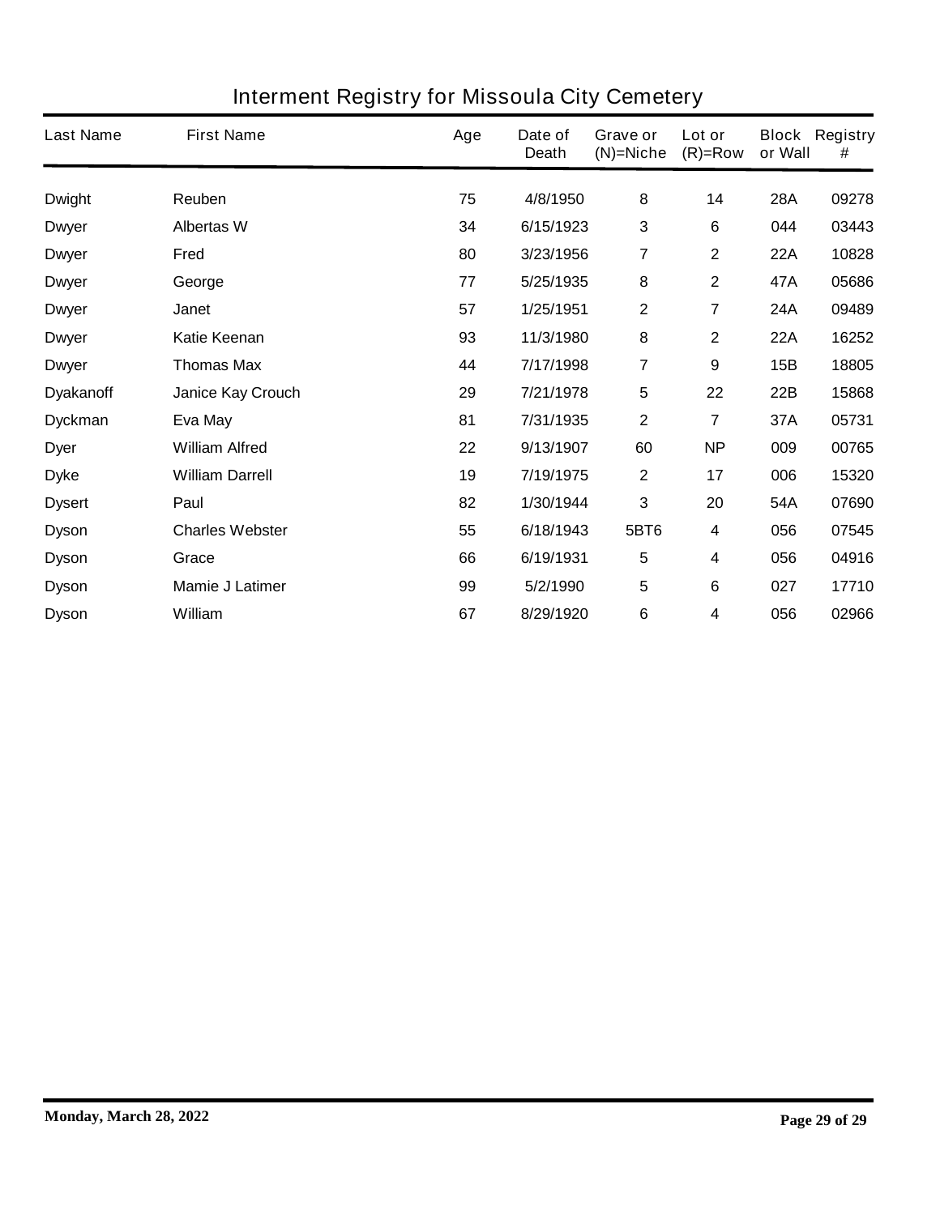# Interment Registry for Missoula City Cemetery

| Last Name | First Name | Age | Date of Death | Grave or (N)=Niche | Lot or (R)=Row | Block or Wall | Registry # |
|---|---|---|---|---|---|---|---|
| Dwight | Reuben | 75 | 4/8/1950 | 8 | 14 | 28A | 09278 |
| Dwyer | Albertas W | 34 | 6/15/1923 | 3 | 6 | 044 | 03443 |
| Dwyer | Fred | 80 | 3/23/1956 | 7 | 2 | 22A | 10828 |
| Dwyer | George | 77 | 5/25/1935 | 8 | 2 | 47A | 05686 |
| Dwyer | Janet | 57 | 1/25/1951 | 2 | 7 | 24A | 09489 |
| Dwyer | Katie Keenan | 93 | 11/3/1980 | 8 | 2 | 22A | 16252 |
| Dwyer | Thomas Max | 44 | 7/17/1998 | 7 | 9 | 15B | 18805 |
| Dyakanoff | Janice Kay Crouch | 29 | 7/21/1978 | 5 | 22 | 22B | 15868 |
| Dyckman | Eva May | 81 | 7/31/1935 | 2 | 7 | 37A | 05731 |
| Dyer | William Alfred | 22 | 9/13/1907 | 60 | NP | 009 | 00765 |
| Dyke | William Darrell | 19 | 7/19/1975 | 2 | 17 | 006 | 15320 |
| Dysert | Paul | 82 | 1/30/1944 | 3 | 20 | 54A | 07690 |
| Dyson | Charles Webster | 55 | 6/18/1943 | 5BT6 | 4 | 056 | 07545 |
| Dyson | Grace | 66 | 6/19/1931 | 5 | 4 | 056 | 04916 |
| Dyson | Mamie J Latimer | 99 | 5/2/1990 | 5 | 6 | 027 | 17710 |
| Dyson | William | 67 | 8/29/1920 | 6 | 4 | 056 | 02966 |

**Monday, March 28, 2022**